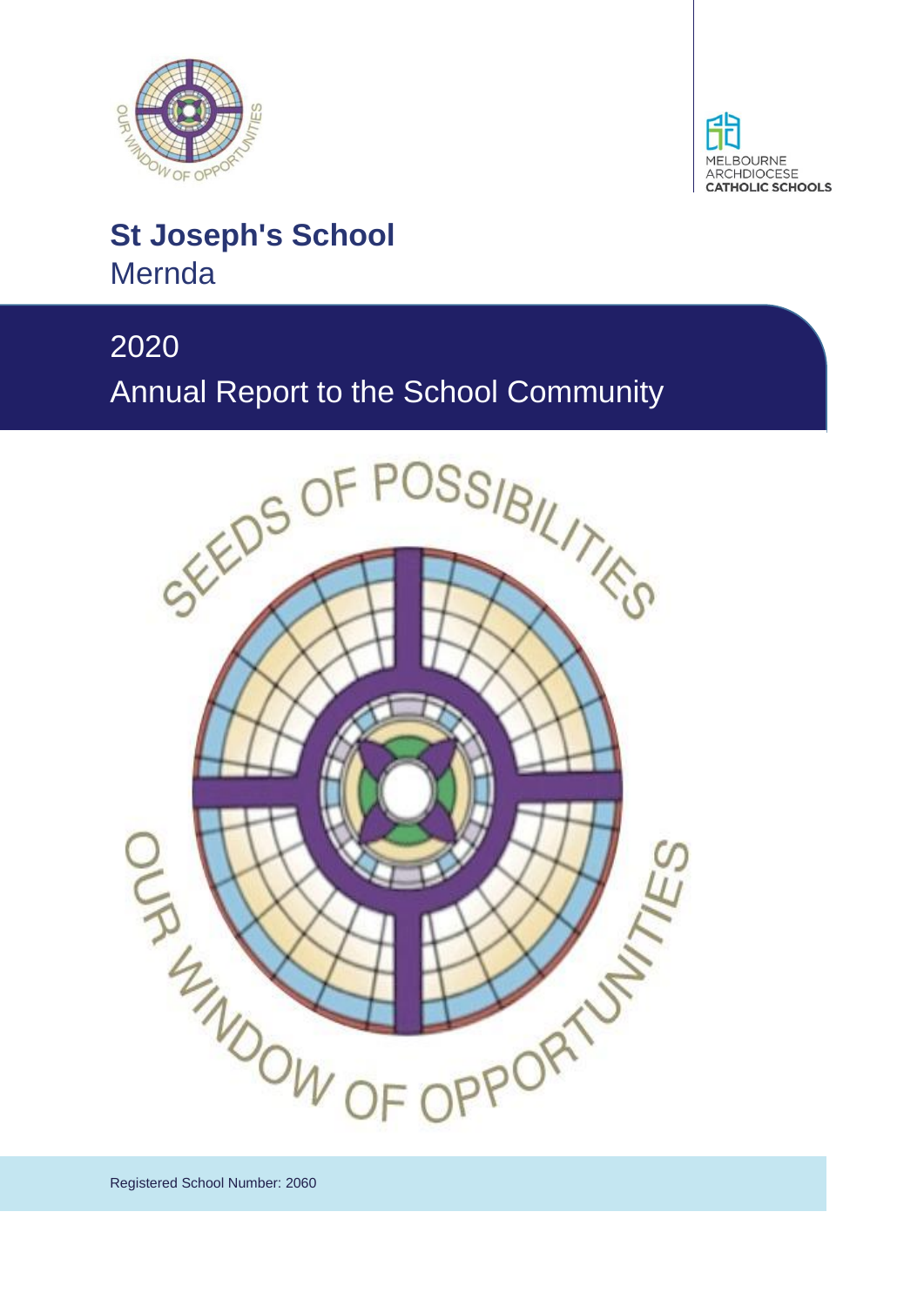MELBOURNE ARCHDIOCESE CATHOLIC SCHOOLS

# St Joseph's School

Mernda

## 2020

## Annual Report to the School Community

SEEDS OF POSSIBILITIES

OUR WINDOW OF OPPORTUNITIES

Registered School Number: 2060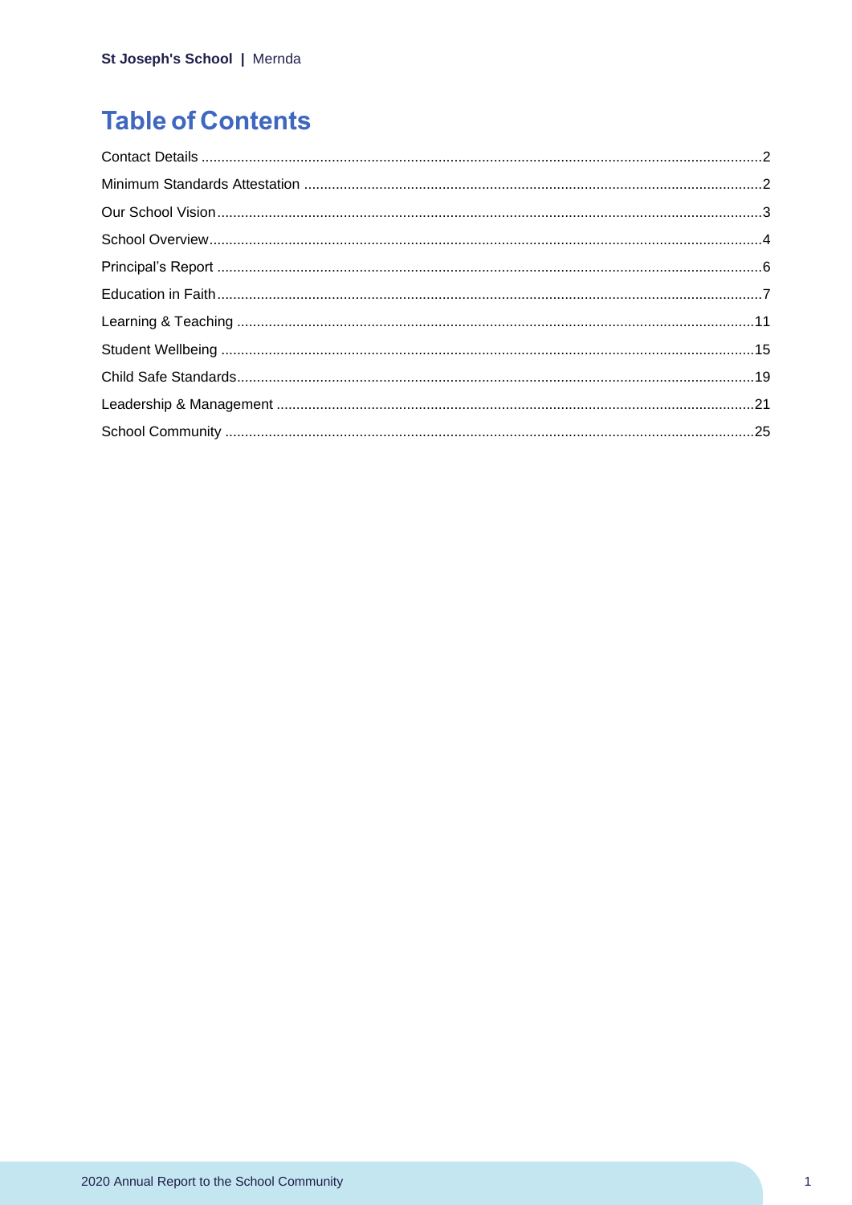# Table of Contents

| Section | Page |
| --- | --- |
| Contact Details | 2 |
| Minimum Standards Attestation | 2 |
| Our School Vision | 3 |
| School Overview | 4 |
| Principal's Report | 6 |
| Education in Faith | 7 |
| Learning & Teaching | 11 |
| Student Wellbeing | 15 |
| Child Safe Standards | 19 |
| Leadership & Management | 21 |
| School Community | 25 |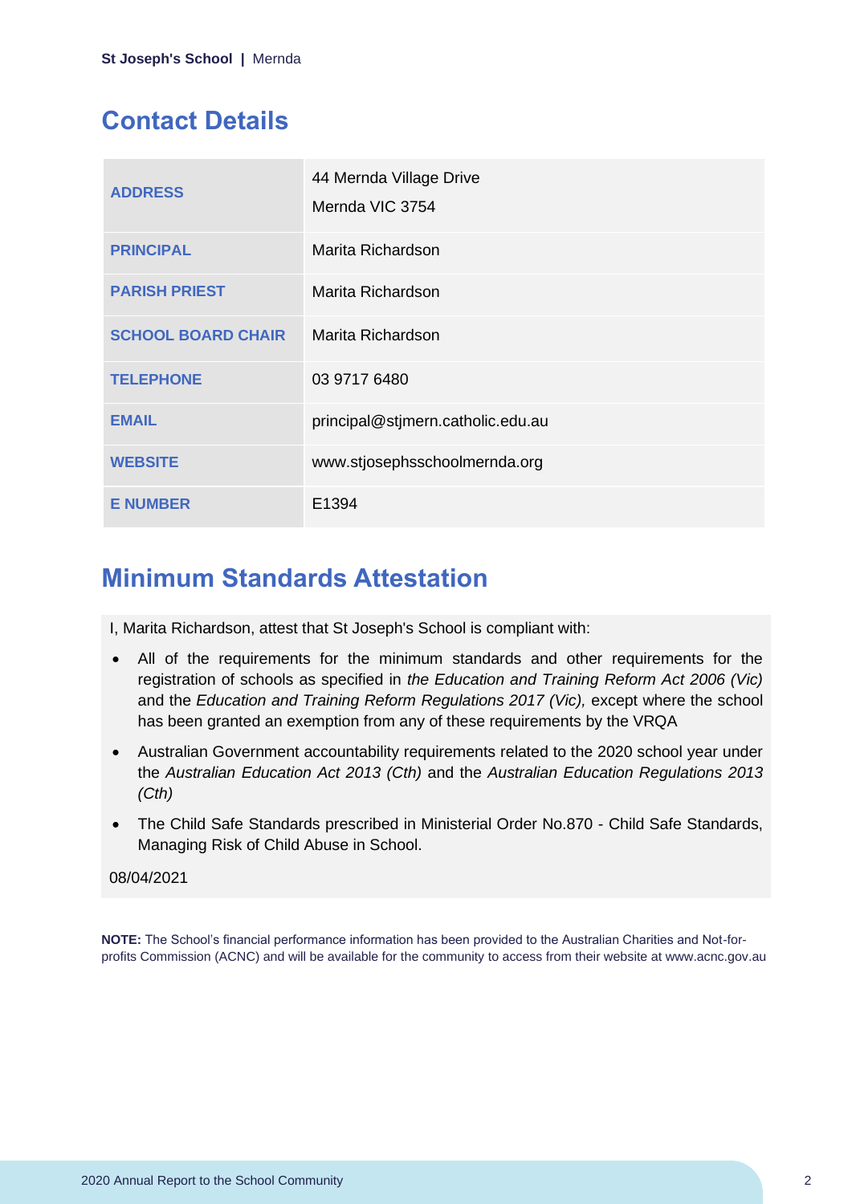## Contact Details

| | |
|---|---|
| **ADDRESS** | 44 Mernda Village Drive<br>Mernda VIC 3754 |
| **PRINCIPAL** | Marita Richardson |
| **PARISH PRIEST** | Marita Richardson |
| **SCHOOL BOARD CHAIR** | Marita Richardson |
| **TELEPHONE** | 03 9717 6480 |
| **EMAIL** | principal@stjmern.catholic.edu.au |
| **WEBSITE** | www.stjosephsschoolmernda.org |
| **E NUMBER** | E1394 |

## Minimum Standards Attestation

I, Marita Richardson, attest that St Joseph's School is compliant with:

- All of the requirements for the minimum standards and other requirements for the registration of schools as specified in *the Education and Training Reform Act 2006 (Vic)* and the *Education and Training Reform Regulations 2017 (Vic),* except where the school has been granted an exemption from any of these requirements by the VRQA
- Australian Government accountability requirements related to the 2020 school year under the *Australian Education Act 2013 (Cth)* and the *Australian Education Regulations 2013 (Cth)*
- The Child Safe Standards prescribed in Ministerial Order No.870 - Child Safe Standards, Managing Risk of Child Abuse in School.

08/04/2021

**NOTE:** The School's financial performance information has been provided to the Australian Charities and Not-for-profits Commission (ACNC) and will be available for the community to access from their website at www.acnc.gov.au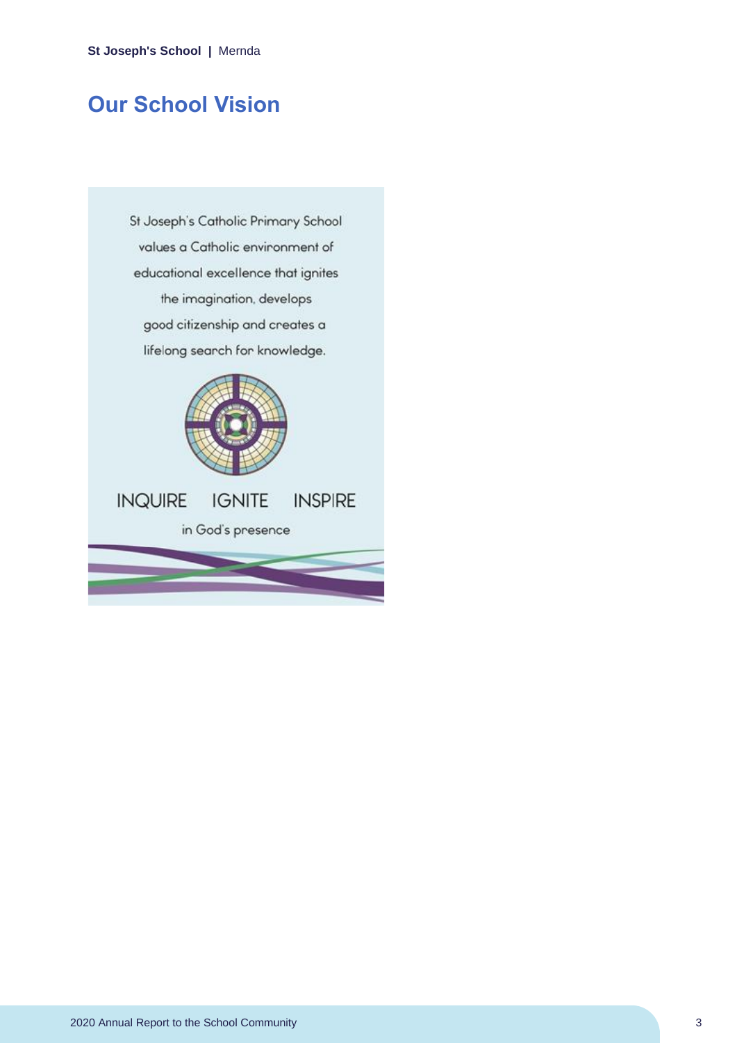## Our School Vision

St Joseph's Catholic Primary School values a Catholic environment of educational excellence that ignites the imagination, develops good citizenship and creates a lifelong search for knowledge.

INQUIRE IGNITE INSPIRE

in God's presence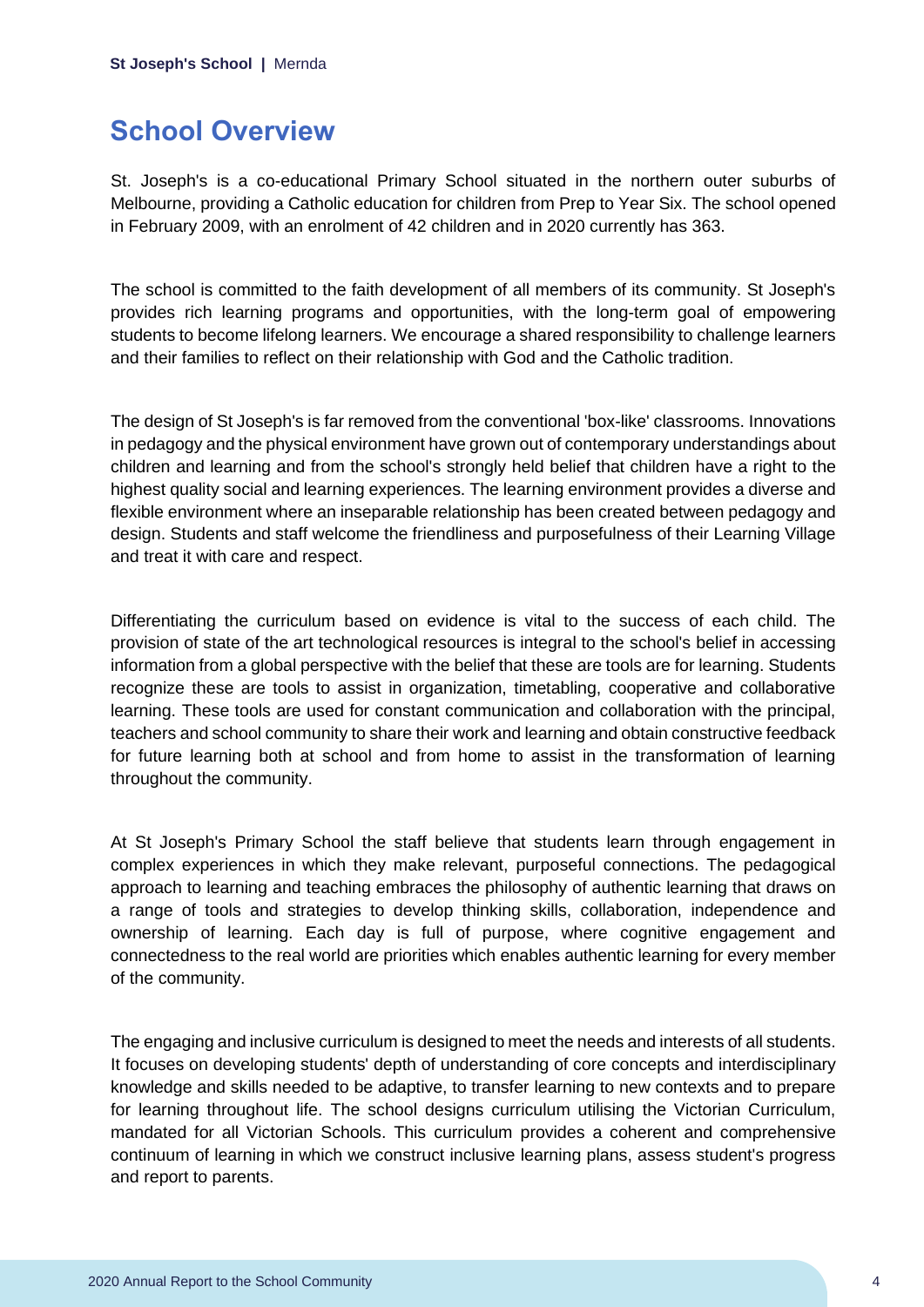## School Overview

St. Joseph's is a co-educational Primary School situated in the northern outer suburbs of Melbourne, providing a Catholic education for children from Prep to Year Six. The school opened in February 2009, with an enrolment of 42 children and in 2020 currently has 363.

The school is committed to the faith development of all members of its community. St Joseph's provides rich learning programs and opportunities, with the long-term goal of empowering students to become lifelong learners. We encourage a shared responsibility to challenge learners and their families to reflect on their relationship with God and the Catholic tradition.

The design of St Joseph's is far removed from the conventional 'box-like' classrooms. Innovations in pedagogy and the physical environment have grown out of contemporary understandings about children and learning and from the school's strongly held belief that children have a right to the highest quality social and learning experiences. The learning environment provides a diverse and flexible environment where an inseparable relationship has been created between pedagogy and design. Students and staff welcome the friendliness and purposefulness of their Learning Village and treat it with care and respect.

Differentiating the curriculum based on evidence is vital to the success of each child. The provision of state of the art technological resources is integral to the school's belief in accessing information from a global perspective with the belief that these are tools are for learning. Students recognize these are tools to assist in organization, timetabling, cooperative and collaborative learning. These tools are used for constant communication and collaboration with the principal, teachers and school community to share their work and learning and obtain constructive feedback for future learning both at school and from home to assist in the transformation of learning throughout the community.

At St Joseph's Primary School the staff believe that students learn through engagement in complex experiences in which they make relevant, purposeful connections. The pedagogical approach to learning and teaching embraces the philosophy of authentic learning that draws on a range of tools and strategies to develop thinking skills, collaboration, independence and ownership of learning. Each day is full of purpose, where cognitive engagement and connectedness to the real world are priorities which enables authentic learning for every member of the community.

The engaging and inclusive curriculum is designed to meet the needs and interests of all students. It focuses on developing students' depth of understanding of core concepts and interdisciplinary knowledge and skills needed to be adaptive, to transfer learning to new contexts and to prepare for learning throughout life. The school designs curriculum utilising the Victorian Curriculum, mandated for all Victorian Schools. This curriculum provides a coherent and comprehensive continuum of learning in which we construct inclusive learning plans, assess student's progress and report to parents.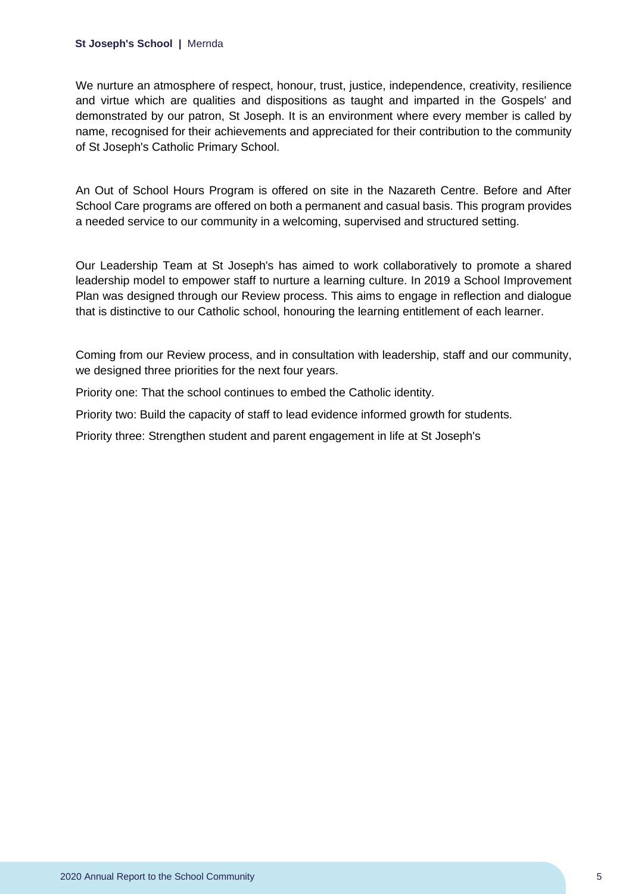We nurture an atmosphere of respect, honour, trust, justice, independence, creativity, resilience and virtue which are qualities and dispositions as taught and imparted in the Gospels' and demonstrated by our patron, St Joseph. It is an environment where every member is called by name, recognised for their achievements and appreciated for their contribution to the community of St Joseph's Catholic Primary School.

An Out of School Hours Program is offered on site in the Nazareth Centre. Before and After School Care programs are offered on both a permanent and casual basis. This program provides a needed service to our community in a welcoming, supervised and structured setting.

Our Leadership Team at St Joseph's has aimed to work collaboratively to promote a shared leadership model to empower staff to nurture a learning culture. In 2019 a School Improvement Plan was designed through our Review process. This aims to engage in reflection and dialogue that is distinctive to our Catholic school, honouring the learning entitlement of each learner.

Coming from our Review process, and in consultation with leadership, staff and our community, we designed three priorities for the next four years.

Priority one: That the school continues to embed the Catholic identity.

Priority two: Build the capacity of staff to lead evidence informed growth for students.

Priority three: Strengthen student and parent engagement in life at St Joseph's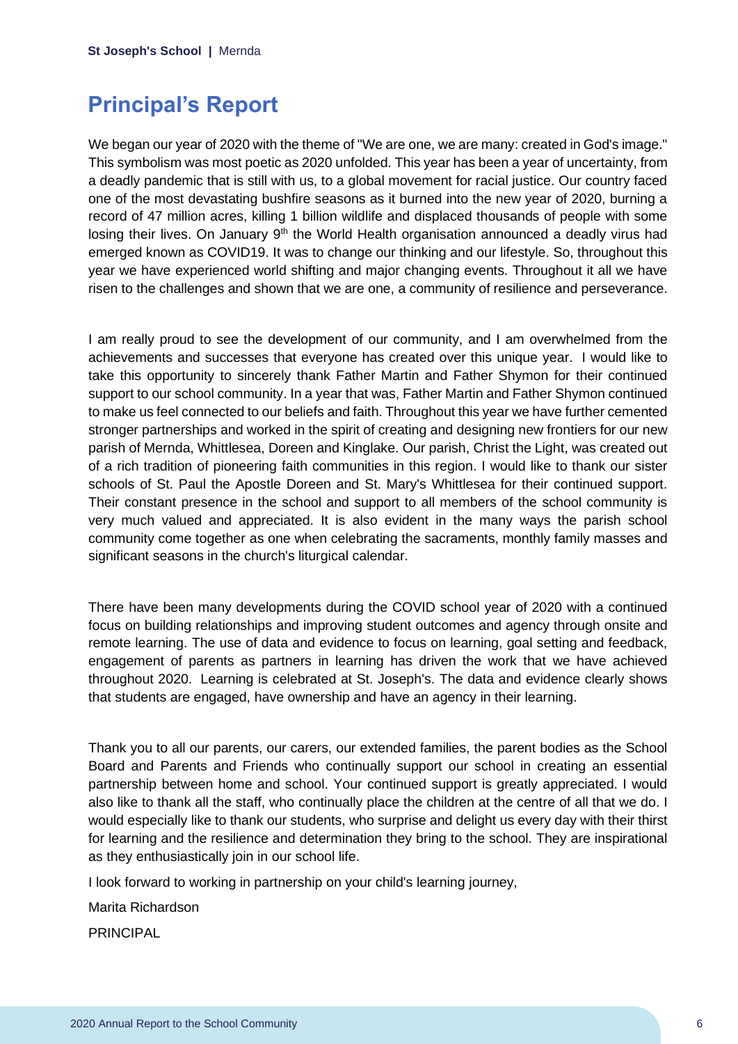# Principal's Report

We began our year of 2020 with the theme of "We are one, we are many: created in God's image." This symbolism was most poetic as 2020 unfolded. This year has been a year of uncertainty, from a deadly pandemic that is still with us, to a global movement for racial justice. Our country faced one of the most devastating bushfire seasons as it burned into the new year of 2020, burning a record of 47 million acres, killing 1 billion wildlife and displaced thousands of people with some losing their lives. On January 9th the World Health organisation announced a deadly virus had emerged known as COVID19. It was to change our thinking and our lifestyle. So, throughout this year we have experienced world shifting and major changing events. Throughout it all we have risen to the challenges and shown that we are one, a community of resilience and perseverance.

I am really proud to see the development of our community, and I am overwhelmed from the achievements and successes that everyone has created over this unique year. I would like to take this opportunity to sincerely thank Father Martin and Father Shymon for their continued support to our school community. In a year that was, Father Martin and Father Shymon continued to make us feel connected to our beliefs and faith. Throughout this year we have further cemented stronger partnerships and worked in the spirit of creating and designing new frontiers for our new parish of Mernda, Whittlesea, Doreen and Kinglake. Our parish, Christ the Light, was created out of a rich tradition of pioneering faith communities in this region. I would like to thank our sister schools of St. Paul the Apostle Doreen and St. Mary's Whittlesea for their continued support. Their constant presence in the school and support to all members of the school community is very much valued and appreciated. It is also evident in the many ways the parish school community come together as one when celebrating the sacraments, monthly family masses and significant seasons in the church's liturgical calendar.

There have been many developments during the COVID school year of 2020 with a continued focus on building relationships and improving student outcomes and agency through onsite and remote learning. The use of data and evidence to focus on learning, goal setting and feedback, engagement of parents as partners in learning has driven the work that we have achieved throughout 2020. Learning is celebrated at St. Joseph's. The data and evidence clearly shows that students are engaged, have ownership and have an agency in their learning.

Thank you to all our parents, our carers, our extended families, the parent bodies as the School Board and Parents and Friends who continually support our school in creating an essential partnership between home and school. Your continued support is greatly appreciated. I would also like to thank all the staff, who continually place the children at the centre of all that we do. I would especially like to thank our students, who surprise and delight us every day with their thirst for learning and the resilience and determination they bring to the school. They are inspirational as they enthusiastically join in our school life.

I look forward to working in partnership on your child's learning journey,

Marita Richardson

PRINCIPAL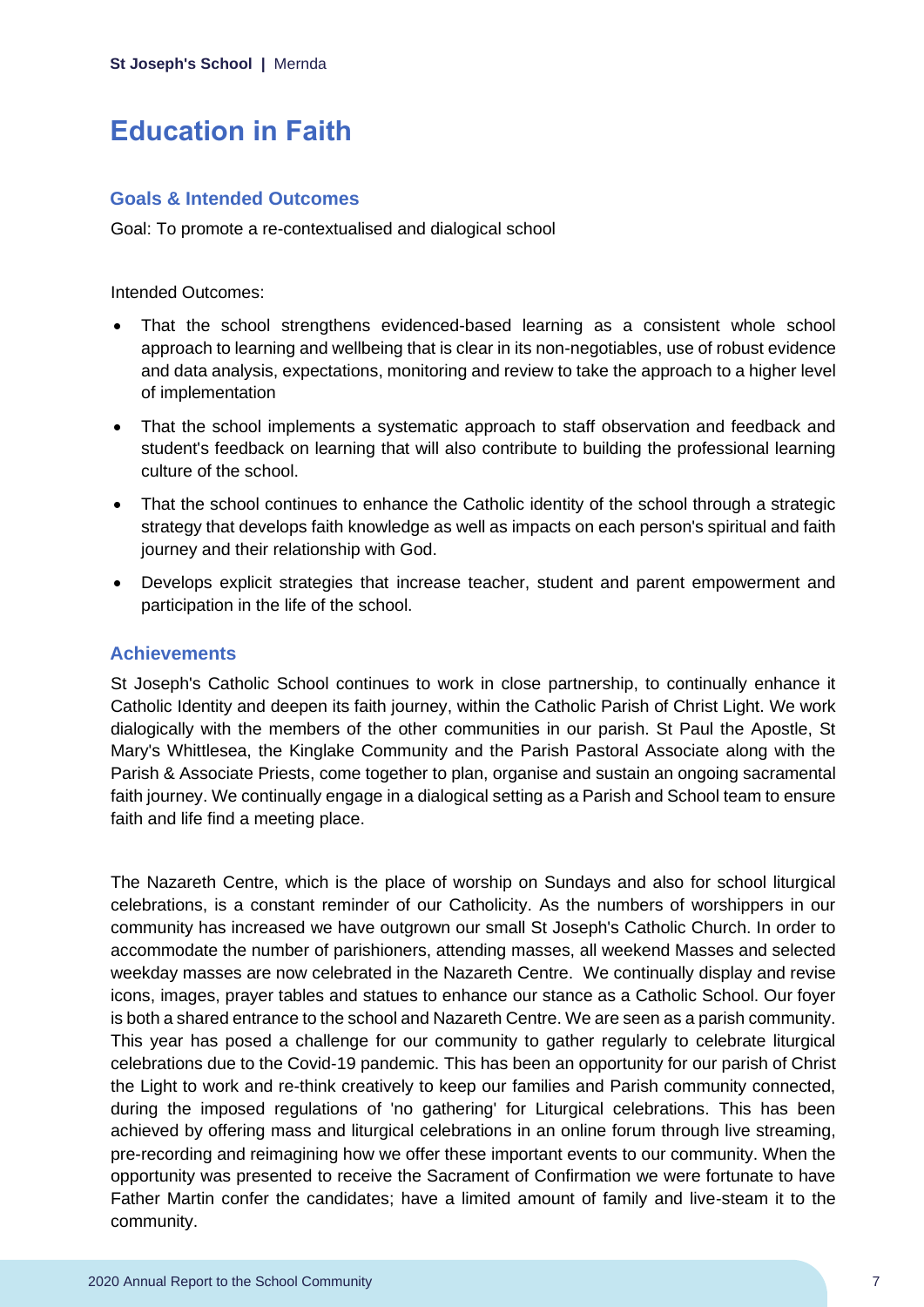# Education in Faith

## Goals & Intended Outcomes

Goal: To promote a re-contextualised and dialogical school

Intended Outcomes:

- That the school strengthens evidenced-based learning as a consistent whole school approach to learning and wellbeing that is clear in its non-negotiables, use of robust evidence and data analysis, expectations, monitoring and review to take the approach to a higher level of implementation
- That the school implements a systematic approach to staff observation and feedback and student's feedback on learning that will also contribute to building the professional learning culture of the school.
- That the school continues to enhance the Catholic identity of the school through a strategic strategy that develops faith knowledge as well as impacts on each person's spiritual and faith journey and their relationship with God.
- Develops explicit strategies that increase teacher, student and parent empowerment and participation in the life of the school.

## Achievements

St Joseph's Catholic School continues to work in close partnership, to continually enhance it Catholic Identity and deepen its faith journey, within the Catholic Parish of Christ Light. We work dialogically with the members of the other communities in our parish. St Paul the Apostle, St Mary's Whittlesea, the Kinglake Community and the Parish Pastoral Associate along with the Parish & Associate Priests, come together to plan, organise and sustain an ongoing sacramental faith journey. We continually engage in a dialogical setting as a Parish and School team to ensure faith and life find a meeting place.

The Nazareth Centre, which is the place of worship on Sundays and also for school liturgical celebrations, is a constant reminder of our Catholicity. As the numbers of worshippers in our community has increased we have outgrown our small St Joseph's Catholic Church. In order to accommodate the number of parishioners, attending masses, all weekend Masses and selected weekday masses are now celebrated in the Nazareth Centre. We continually display and revise icons, images, prayer tables and statues to enhance our stance as a Catholic School. Our foyer is both a shared entrance to the school and Nazareth Centre. We are seen as a parish community. This year has posed a challenge for our community to gather regularly to celebrate liturgical celebrations due to the Covid-19 pandemic. This has been an opportunity for our parish of Christ the Light to work and re-think creatively to keep our families and Parish community connected, during the imposed regulations of 'no gathering' for Liturgical celebrations. This has been achieved by offering mass and liturgical celebrations in an online forum through live streaming, pre-recording and reimagining how we offer these important events to our community. When the opportunity was presented to receive the Sacrament of Confirmation we were fortunate to have Father Martin confer the candidates; have a limited amount of family and live-steam it to the community.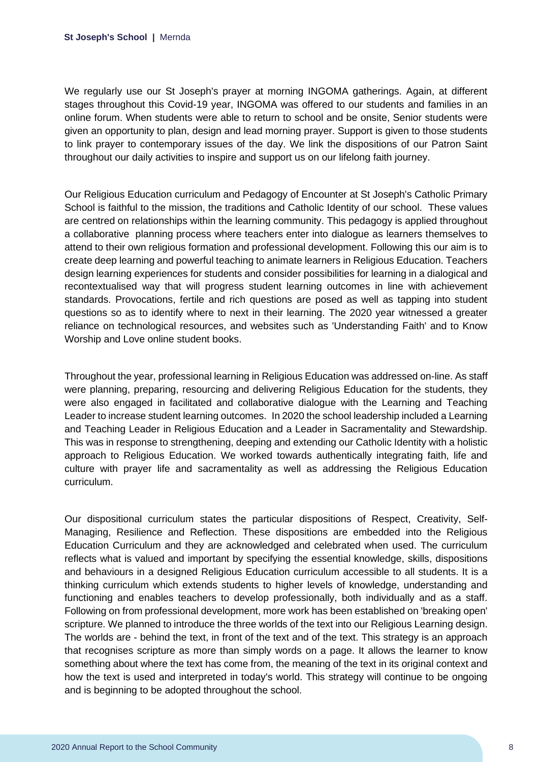We regularly use our St Joseph's prayer at morning INGOMA gatherings. Again, at different stages throughout this Covid-19 year, INGOMA was offered to our students and families in an online forum. When students were able to return to school and be onsite, Senior students were given an opportunity to plan, design and lead morning prayer. Support is given to those students to link prayer to contemporary issues of the day. We link the dispositions of our Patron Saint throughout our daily activities to inspire and support us on our lifelong faith journey.

Our Religious Education curriculum and Pedagogy of Encounter at St Joseph's Catholic Primary School is faithful to the mission, the traditions and Catholic Identity of our school. These values are centred on relationships within the learning community. This pedagogy is applied throughout a collaborative planning process where teachers enter into dialogue as learners themselves to attend to their own religious formation and professional development. Following this our aim is to create deep learning and powerful teaching to animate learners in Religious Education. Teachers design learning experiences for students and consider possibilities for learning in a dialogical and recontextualised way that will progress student learning outcomes in line with achievement standards. Provocations, fertile and rich questions are posed as well as tapping into student questions so as to identify where to next in their learning. The 2020 year witnessed a greater reliance on technological resources, and websites such as 'Understanding Faith' and to Know Worship and Love online student books.

Throughout the year, professional learning in Religious Education was addressed on-line. As staff were planning, preparing, resourcing and delivering Religious Education for the students, they were also engaged in facilitated and collaborative dialogue with the Learning and Teaching Leader to increase student learning outcomes. In 2020 the school leadership included a Learning and Teaching Leader in Religious Education and a Leader in Sacramentality and Stewardship. This was in response to strengthening, deeping and extending our Catholic Identity with a holistic approach to Religious Education. We worked towards authentically integrating faith, life and culture with prayer life and sacramentality as well as addressing the Religious Education curriculum.

Our dispositional curriculum states the particular dispositions of Respect, Creativity, Self-Managing, Resilience and Reflection. These dispositions are embedded into the Religious Education Curriculum and they are acknowledged and celebrated when used. The curriculum reflects what is valued and important by specifying the essential knowledge, skills, dispositions and behaviours in a designed Religious Education curriculum accessible to all students. It is a thinking curriculum which extends students to higher levels of knowledge, understanding and functioning and enables teachers to develop professionally, both individually and as a staff. Following on from professional development, more work has been established on 'breaking open' scripture. We planned to introduce the three worlds of the text into our Religious Learning design. The worlds are - behind the text, in front of the text and of the text. This strategy is an approach that recognises scripture as more than simply words on a page. It allows the learner to know something about where the text has come from, the meaning of the text in its original context and how the text is used and interpreted in today's world. This strategy will continue to be ongoing and is beginning to be adopted throughout the school.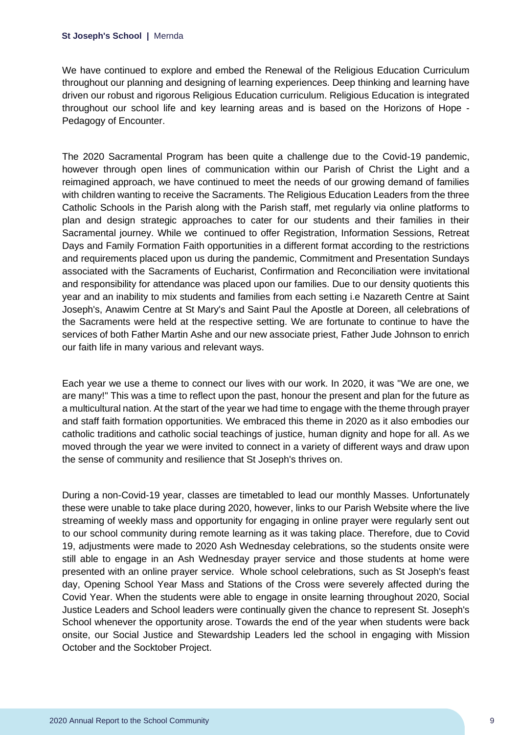We have continued to explore and embed the Renewal of the Religious Education Curriculum throughout our planning and designing of learning experiences. Deep thinking and learning have driven our robust and rigorous Religious Education curriculum. Religious Education is integrated throughout our school life and key learning areas and is based on the Horizons of Hope - Pedagogy of Encounter.

The 2020 Sacramental Program has been quite a challenge due to the Covid-19 pandemic, however through open lines of communication within our Parish of Christ the Light and a reimagined approach, we have continued to meet the needs of our growing demand of families with children wanting to receive the Sacraments. The Religious Education Leaders from the three Catholic Schools in the Parish along with the Parish staff, met regularly via online platforms to plan and design strategic approaches to cater for our students and their families in their Sacramental journey. While we continued to offer Registration, Information Sessions, Retreat Days and Family Formation Faith opportunities in a different format according to the restrictions and requirements placed upon us during the pandemic, Commitment and Presentation Sundays associated with the Sacraments of Eucharist, Confirmation and Reconciliation were invitational and responsibility for attendance was placed upon our families. Due to our density quotients this year and an inability to mix students and families from each setting i.e Nazareth Centre at Saint Joseph's, Anawim Centre at St Mary's and Saint Paul the Apostle at Doreen, all celebrations of the Sacraments were held at the respective setting. We are fortunate to continue to have the services of both Father Martin Ashe and our new associate priest, Father Jude Johnson to enrich our faith life in many various and relevant ways.

Each year we use a theme to connect our lives with our work. In 2020, it was "We are one, we are many!" This was a time to reflect upon the past, honour the present and plan for the future as a multicultural nation. At the start of the year we had time to engage with the theme through prayer and staff faith formation opportunities. We embraced this theme in 2020 as it also embodies our catholic traditions and catholic social teachings of justice, human dignity and hope for all. As we moved through the year we were invited to connect in a variety of different ways and draw upon the sense of community and resilience that St Joseph's thrives on.

During a non-Covid-19 year, classes are timetabled to lead our monthly Masses. Unfortunately these were unable to take place during 2020, however, links to our Parish Website where the live streaming of weekly mass and opportunity for engaging in online prayer were regularly sent out to our school community during remote learning as it was taking place. Therefore, due to Covid 19, adjustments were made to 2020 Ash Wednesday celebrations, so the students onsite were still able to engage in an Ash Wednesday prayer service and those students at home were presented with an online prayer service. Whole school celebrations, such as St Joseph's feast day, Opening School Year Mass and Stations of the Cross were severely affected during the Covid Year. When the students were able to engage in onsite learning throughout 2020, Social Justice Leaders and School leaders were continually given the chance to represent St. Joseph's School whenever the opportunity arose. Towards the end of the year when students were back onsite, our Social Justice and Stewardship Leaders led the school in engaging with Mission October and the Socktober Project.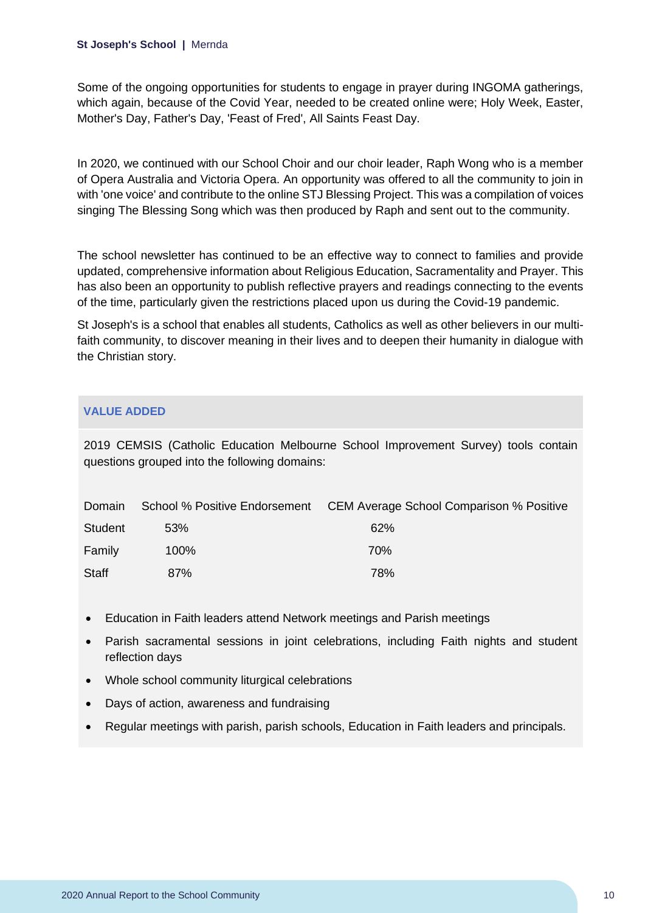Some of the ongoing opportunities for students to engage in prayer during INGOMA gatherings, which again, because of the Covid Year, needed to be created online were; Holy Week, Easter, Mother's Day, Father's Day, 'Feast of Fred', All Saints Feast Day.

In 2020, we continued with our School Choir and our choir leader, Raph Wong who is a member of Opera Australia and Victoria Opera. An opportunity was offered to all the community to join in with 'one voice' and contribute to the online STJ Blessing Project. This was a compilation of voices singing The Blessing Song which was then produced by Raph and sent out to the community.

The school newsletter has continued to be an effective way to connect to families and provide updated, comprehensive information about Religious Education, Sacramentality and Prayer. This has also been an opportunity to publish reflective prayers and readings connecting to the events of the time, particularly given the restrictions placed upon us during the Covid-19 pandemic.

St Joseph's is a school that enables all students, Catholics as well as other believers in our multi-faith community, to discover meaning in their lives and to deepen their humanity in dialogue with the Christian story.

## VALUE ADDED

2019 CEMSIS (Catholic Education Melbourne School Improvement Survey) tools contain questions grouped into the following domains:

| Domain | School % Positive Endorsement | CEM Average School Comparison % Positive |
|---|---|---|
| Student | 53% | 62% |
| Family | 100% | 70% |
| Staff | 87% | 78% |

- Education in Faith leaders attend Network meetings and Parish meetings
- Parish sacramental sessions in joint celebrations, including Faith nights and student reflection days
- Whole school community liturgical celebrations
- Days of action, awareness and fundraising
- Regular meetings with parish, parish schools, Education in Faith leaders and principals.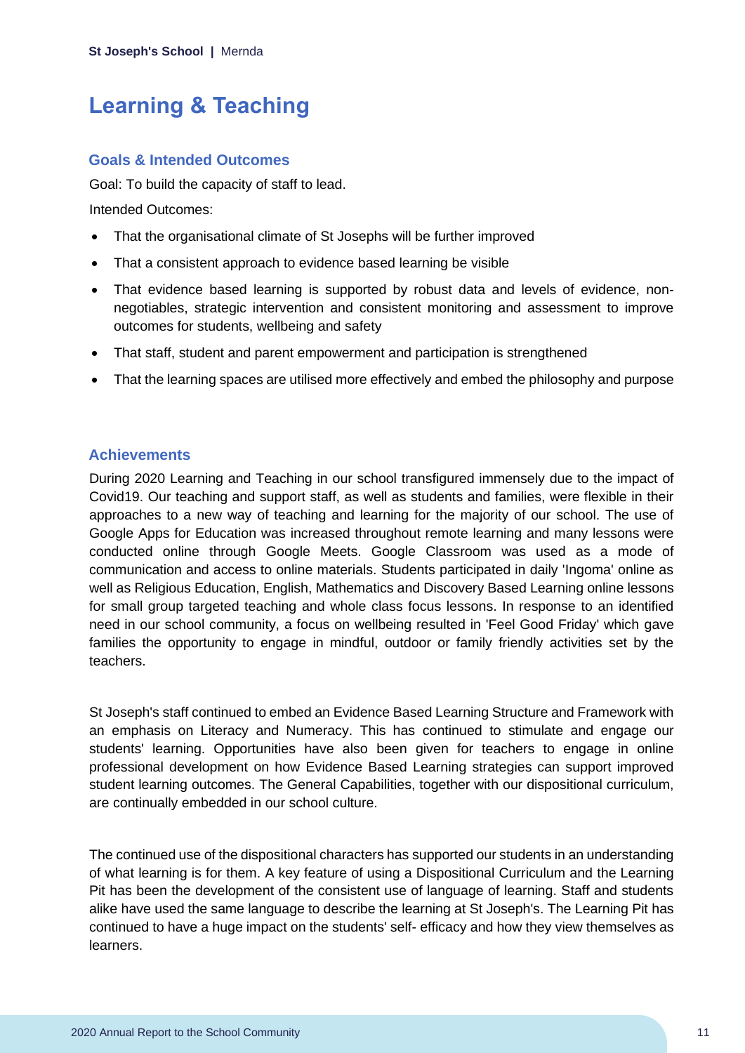# Learning & Teaching

## Goals & Intended Outcomes

Goal: To build the capacity of staff to lead.

Intended Outcomes:

- That the organisational climate of St Josephs will be further improved
- That a consistent approach to evidence based learning be visible
- That evidence based learning is supported by robust data and levels of evidence, non-negotiables, strategic intervention and consistent monitoring and assessment to improve outcomes for students, wellbeing and safety
- That staff, student and parent empowerment and participation is strengthened
- That the learning spaces are utilised more effectively and embed the philosophy and purpose

## Achievements

During 2020 Learning and Teaching in our school transfigured immensely due to the impact of Covid19. Our teaching and support staff, as well as students and families, were flexible in their approaches to a new way of teaching and learning for the majority of our school. The use of Google Apps for Education was increased throughout remote learning and many lessons were conducted online through Google Meets. Google Classroom was used as a mode of communication and access to online materials. Students participated in daily 'Ingoma' online as well as Religious Education, English, Mathematics and Discovery Based Learning online lessons for small group targeted teaching and whole class focus lessons. In response to an identified need in our school community, a focus on wellbeing resulted in 'Feel Good Friday' which gave families the opportunity to engage in mindful, outdoor or family friendly activities set by the teachers.

St Joseph's staff continued to embed an Evidence Based Learning Structure and Framework with an emphasis on Literacy and Numeracy. This has continued to stimulate and engage our students' learning. Opportunities have also been given for teachers to engage in online professional development on how Evidence Based Learning strategies can support improved student learning outcomes. The General Capabilities, together with our dispositional curriculum, are continually embedded in our school culture.

The continued use of the dispositional characters has supported our students in an understanding of what learning is for them. A key feature of using a Dispositional Curriculum and the Learning Pit has been the development of the consistent use of language of learning. Staff and students alike have used the same language to describe the learning at St Joseph's. The Learning Pit has continued to have a huge impact on the students' self- efficacy and how they view themselves as learners.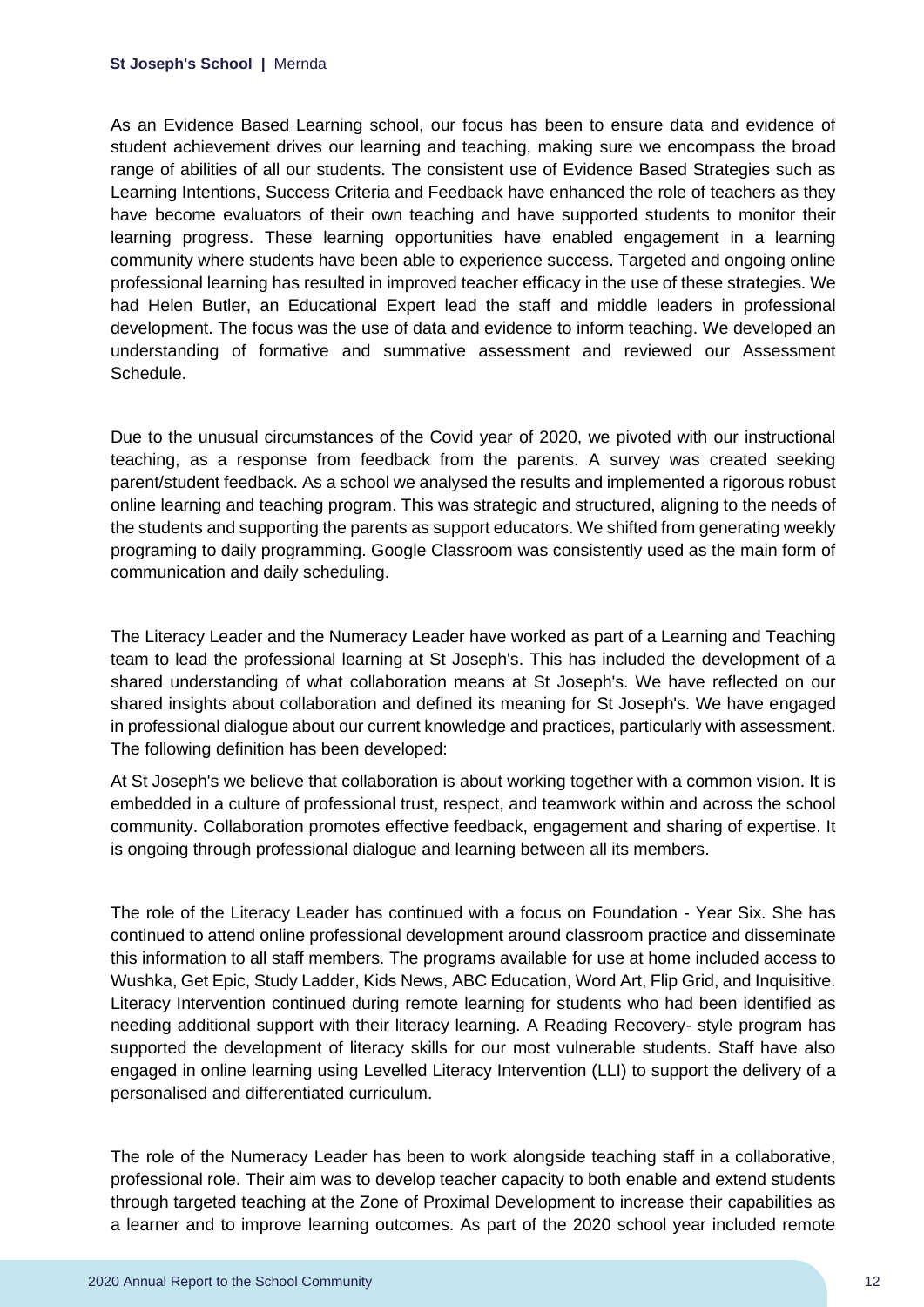As an Evidence Based Learning school, our focus has been to ensure data and evidence of student achievement drives our learning and teaching, making sure we encompass the broad range of abilities of all our students. The consistent use of Evidence Based Strategies such as Learning Intentions, Success Criteria and Feedback have enhanced the role of teachers as they have become evaluators of their own teaching and have supported students to monitor their learning progress. These learning opportunities have enabled engagement in a learning community where students have been able to experience success. Targeted and ongoing online professional learning has resulted in improved teacher efficacy in the use of these strategies. We had Helen Butler, an Educational Expert lead the staff and middle leaders in professional development. The focus was the use of data and evidence to inform teaching. We developed an understanding of formative and summative assessment and reviewed our Assessment Schedule.

Due to the unusual circumstances of the Covid year of 2020, we pivoted with our instructional teaching, as a response from feedback from the parents. A survey was created seeking parent/student feedback. As a school we analysed the results and implemented a rigorous robust online learning and teaching program. This was strategic and structured, aligning to the needs of the students and supporting the parents as support educators. We shifted from generating weekly programing to daily programming. Google Classroom was consistently used as the main form of communication and daily scheduling.

The Literacy Leader and the Numeracy Leader have worked as part of a Learning and Teaching team to lead the professional learning at St Joseph's. This has included the development of a shared understanding of what collaboration means at St Joseph's. We have reflected on our shared insights about collaboration and defined its meaning for St Joseph's. We have engaged in professional dialogue about our current knowledge and practices, particularly with assessment. The following definition has been developed:

At St Joseph's we believe that collaboration is about working together with a common vision. It is embedded in a culture of professional trust, respect, and teamwork within and across the school community. Collaboration promotes effective feedback, engagement and sharing of expertise. It is ongoing through professional dialogue and learning between all its members.

The role of the Literacy Leader has continued with a focus on Foundation - Year Six. She has continued to attend online professional development around classroom practice and disseminate this information to all staff members. The programs available for use at home included access to Wushka, Get Epic, Study Ladder, Kids News, ABC Education, Word Art, Flip Grid, and Inquisitive. Literacy Intervention continued during remote learning for students who had been identified as needing additional support with their literacy learning. A Reading Recovery- style program has supported the development of literacy skills for our most vulnerable students. Staff have also engaged in online learning using Levelled Literacy Intervention (LLI) to support the delivery of a personalised and differentiated curriculum.

The role of the Numeracy Leader has been to work alongside teaching staff in a collaborative, professional role. Their aim was to develop teacher capacity to both enable and extend students through targeted teaching at the Zone of Proximal Development to increase their capabilities as a learner and to improve learning outcomes. As part of the 2020 school year included remote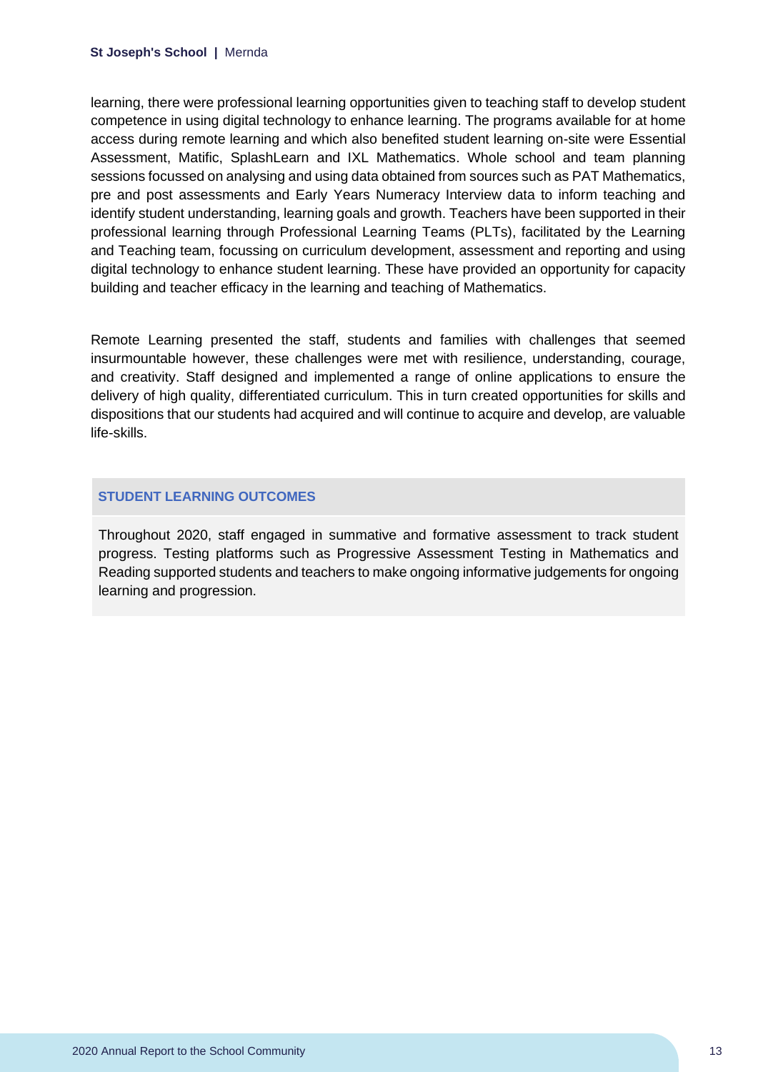learning, there were professional learning opportunities given to teaching staff to develop student competence in using digital technology to enhance learning. The programs available for at home access during remote learning and which also benefited student learning on-site were Essential Assessment, Matific, SplashLearn and IXL Mathematics. Whole school and team planning sessions focussed on analysing and using data obtained from sources such as PAT Mathematics, pre and post assessments and Early Years Numeracy Interview data to inform teaching and identify student understanding, learning goals and growth. Teachers have been supported in their professional learning through Professional Learning Teams (PLTs), facilitated by the Learning and Teaching team, focussing on curriculum development, assessment and reporting and using digital technology to enhance student learning. These have provided an opportunity for capacity building and teacher efficacy in the learning and teaching of Mathematics.

Remote Learning presented the staff, students and families with challenges that seemed insurmountable however, these challenges were met with resilience, understanding, courage, and creativity. Staff designed and implemented a range of online applications to ensure the delivery of high quality, differentiated curriculum. This in turn created opportunities for skills and dispositions that our students had acquired and will continue to acquire and develop, are valuable life-skills.

### STUDENT LEARNING OUTCOMES

Throughout 2020, staff engaged in summative and formative assessment to track student progress. Testing platforms such as Progressive Assessment Testing in Mathematics and Reading supported students and teachers to make ongoing informative judgements for ongoing learning and progression.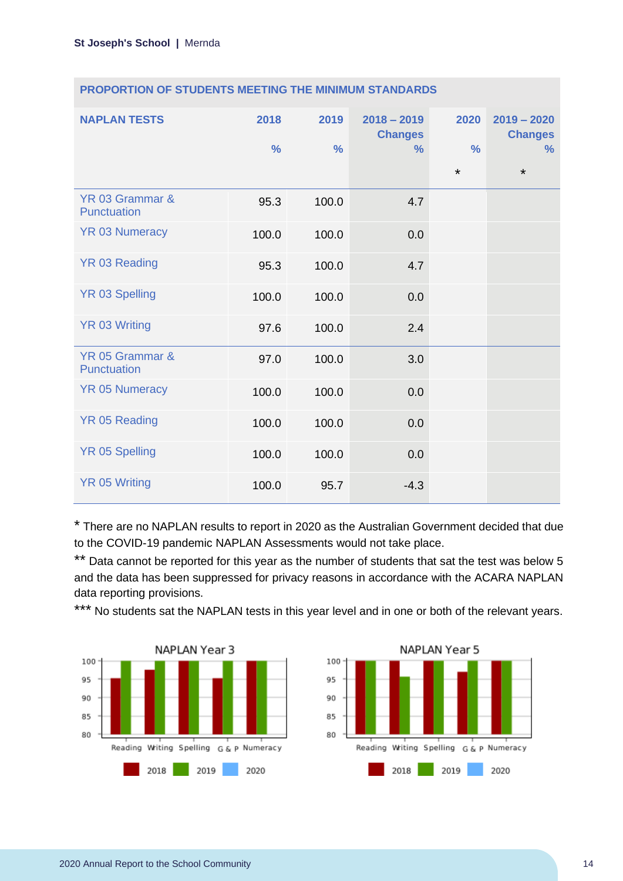| PROPORTION OF STUDENTS MEETING THE MINIMUM STANDARDS | | | | | |
|---|---|---|---|---|---|
| **NAPLAN TESTS** | **2018 %** | **2019 %** | **2018 – 2019 Changes %** | **2020 % ** | **2019 – 2020 Changes % ** |
| YR 03 Grammar & Punctuation | 95.3 | 100.0 | 4.7 | | |
| YR 03 Numeracy | 100.0 | 100.0 | 0.0 | | |
| YR 03 Reading | 95.3 | 100.0 | 4.7 | | |
| YR 03 Spelling | 100.0 | 100.0 | 0.0 | | |
| YR 03 Writing | 97.6 | 100.0 | 2.4 | | |
| YR 05 Grammar & Punctuation | 97.0 | 100.0 | 3.0 | | |
| YR 05 Numeracy | 100.0 | 100.0 | 0.0 | | |
| YR 05 Reading | 100.0 | 100.0 | 0.0 | | |
| YR 05 Spelling | 100.0 | 100.0 | 0.0 | | |
| YR 05 Writing | 100.0 | 95.7 | -4.3 | | |

* There are no NAPLAN results to report in 2020 as the Australian Government decided that due to the COVID-19 pandemic NAPLAN Assessments would not take place.

** Data cannot be reported for this year as the number of students that sat the test was below 5 and the data has been suppressed for privacy reasons in accordance with the ACARA NAPLAN data reporting provisions.

*** No students sat the NAPLAN tests in this year level and in one or both of the relevant years.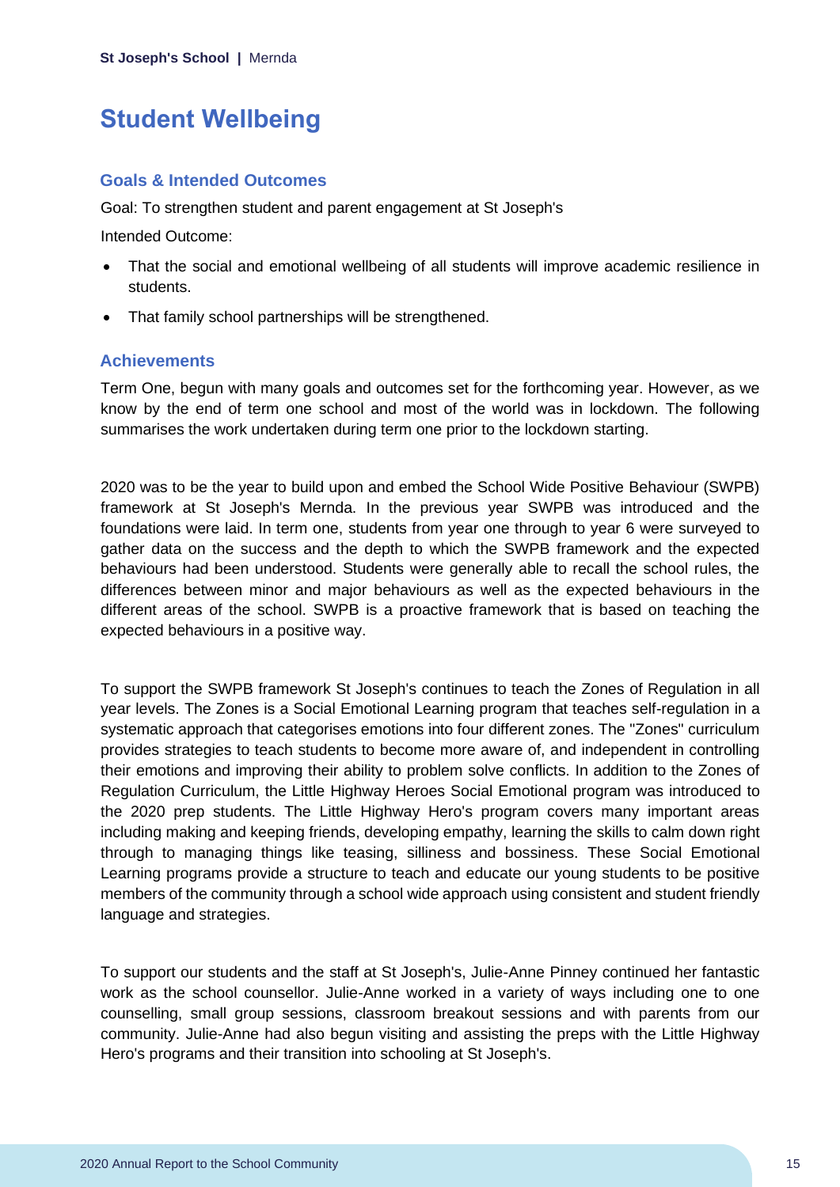# Student Wellbeing

## Goals & Intended Outcomes

Goal: To strengthen student and parent engagement at St Joseph's

Intended Outcome:

- That the social and emotional wellbeing of all students will improve academic resilience in students.
- That family school partnerships will be strengthened.

## Achievements

Term One, begun with many goals and outcomes set for the forthcoming year. However, as we know by the end of term one school and most of the world was in lockdown. The following summarises the work undertaken during term one prior to the lockdown starting.

2020 was to be the year to build upon and embed the School Wide Positive Behaviour (SWPB) framework at St Joseph's Mernda. In the previous year SWPB was introduced and the foundations were laid. In term one, students from year one through to year 6 were surveyed to gather data on the success and the depth to which the SWPB framework and the expected behaviours had been understood. Students were generally able to recall the school rules, the differences between minor and major behaviours as well as the expected behaviours in the different areas of the school. SWPB is a proactive framework that is based on teaching the expected behaviours in a positive way.

To support the SWPB framework St Joseph's continues to teach the Zones of Regulation in all year levels. The Zones is a Social Emotional Learning program that teaches self-regulation in a systematic approach that categorises emotions into four different zones. The "Zones" curriculum provides strategies to teach students to become more aware of, and independent in controlling their emotions and improving their ability to problem solve conflicts. In addition to the Zones of Regulation Curriculum, the Little Highway Heroes Social Emotional program was introduced to the 2020 prep students. The Little Highway Hero's program covers many important areas including making and keeping friends, developing empathy, learning the skills to calm down right through to managing things like teasing, silliness and bossiness. These Social Emotional Learning programs provide a structure to teach and educate our young students to be positive members of the community through a school wide approach using consistent and student friendly language and strategies.

To support our students and the staff at St Joseph's, Julie-Anne Pinney continued her fantastic work as the school counsellor. Julie-Anne worked in a variety of ways including one to one counselling, small group sessions, classroom breakout sessions and with parents from our community. Julie-Anne had also begun visiting and assisting the preps with the Little Highway Hero's programs and their transition into schooling at St Joseph's.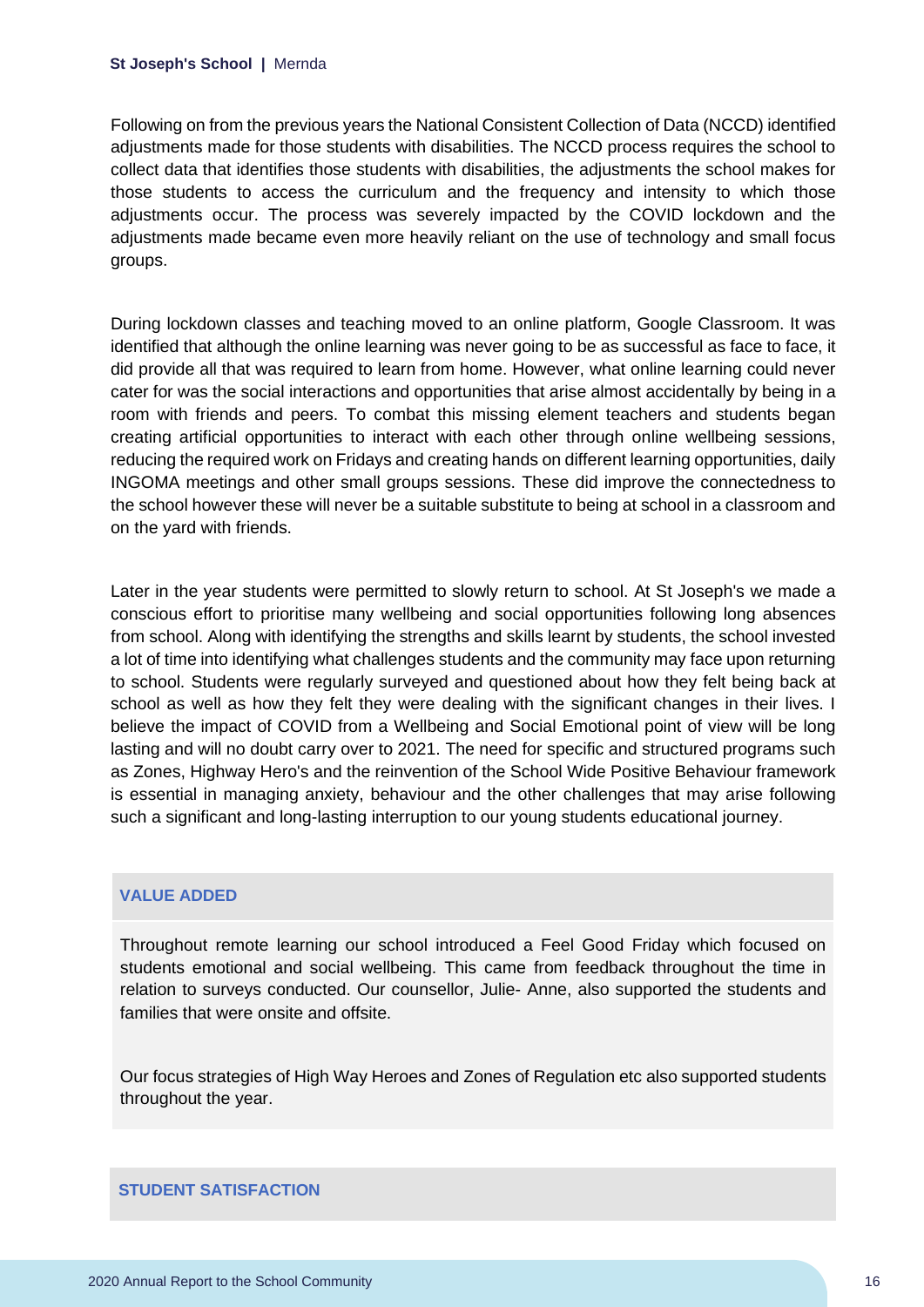Following on from the previous years the National Consistent Collection of Data (NCCD) identified adjustments made for those students with disabilities. The NCCD process requires the school to collect data that identifies those students with disabilities, the adjustments the school makes for those students to access the curriculum and the frequency and intensity to which those adjustments occur. The process was severely impacted by the COVID lockdown and the adjustments made became even more heavily reliant on the use of technology and small focus groups.

During lockdown classes and teaching moved to an online platform, Google Classroom. It was identified that although the online learning was never going to be as successful as face to face, it did provide all that was required to learn from home. However, what online learning could never cater for was the social interactions and opportunities that arise almost accidentally by being in a room with friends and peers. To combat this missing element teachers and students began creating artificial opportunities to interact with each other through online wellbeing sessions, reducing the required work on Fridays and creating hands on different learning opportunities, daily INGOMA meetings and other small groups sessions. These did improve the connectedness to the school however these will never be a suitable substitute to being at school in a classroom and on the yard with friends.

Later in the year students were permitted to slowly return to school. At St Joseph's we made a conscious effort to prioritise many wellbeing and social opportunities following long absences from school. Along with identifying the strengths and skills learnt by students, the school invested a lot of time into identifying what challenges students and the community may face upon returning to school. Students were regularly surveyed and questioned about how they felt being back at school as well as how they felt they were dealing with the significant changes in their lives. I believe the impact of COVID from a Wellbeing and Social Emotional point of view will be long lasting and will no doubt carry over to 2021. The need for specific and structured programs such as Zones, Highway Hero's and the reinvention of the School Wide Positive Behaviour framework is essential in managing anxiety, behaviour and the other challenges that may arise following such a significant and long-lasting interruption to our young students educational journey.

### VALUE ADDED

Throughout remote learning our school introduced a Feel Good Friday which focused on students emotional and social wellbeing. This came from feedback throughout the time in relation to surveys conducted. Our counsellor, Julie- Anne, also supported the students and families that were onsite and offsite.

Our focus strategies of High Way Heroes and Zones of Regulation etc also supported students throughout the year.

### STUDENT SATISFACTION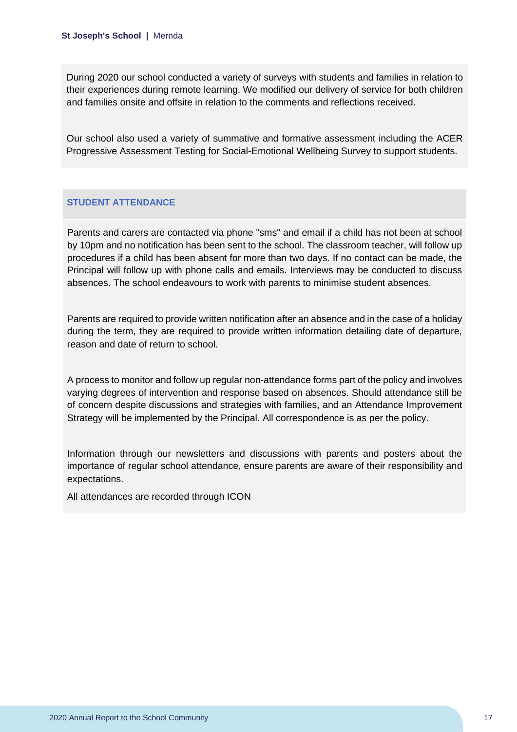During 2020 our school conducted a variety of surveys with students and families in relation to their experiences during remote learning. We modified our delivery of service for both children and families onsite and offsite in relation to the comments and reflections received.

Our school also used a variety of summative and formative assessment including the ACER Progressive Assessment Testing for Social-Emotional Wellbeing Survey to support students.

## STUDENT ATTENDANCE

Parents and carers are contacted via phone "sms" and email if a child has not been at school by 10pm and no notification has been sent to the school. The classroom teacher, will follow up procedures if a child has been absent for more than two days. If no contact can be made, the Principal will follow up with phone calls and emails. Interviews may be conducted to discuss absences. The school endeavours to work with parents to minimise student absences.

Parents are required to provide written notification after an absence and in the case of a holiday during the term, they are required to provide written information detailing date of departure, reason and date of return to school.

A process to monitor and follow up regular non-attendance forms part of the policy and involves varying degrees of intervention and response based on absences. Should attendance still be of concern despite discussions and strategies with families, and an Attendance Improvement Strategy will be implemented by the Principal. All correspondence is as per the policy.

Information through our newsletters and discussions with parents and posters about the importance of regular school attendance, ensure parents are aware of their responsibility and expectations.

All attendances are recorded through ICON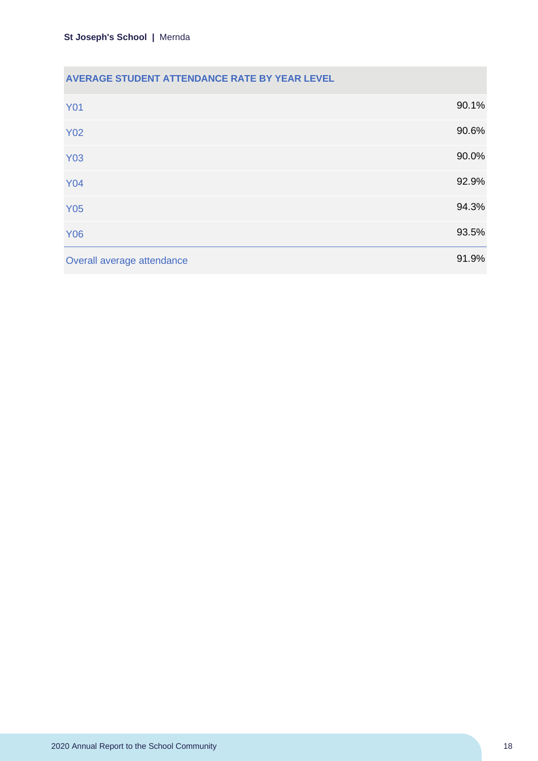| AVERAGE STUDENT ATTENDANCE RATE BY YEAR LEVEL | |
|---|---|
| Y01 | 90.1% |
| Y02 | 90.6% |
| Y03 | 90.0% |
| Y04 | 92.9% |
| Y05 | 94.3% |
| Y06 | 93.5% |
| Overall average attendance | 91.9% |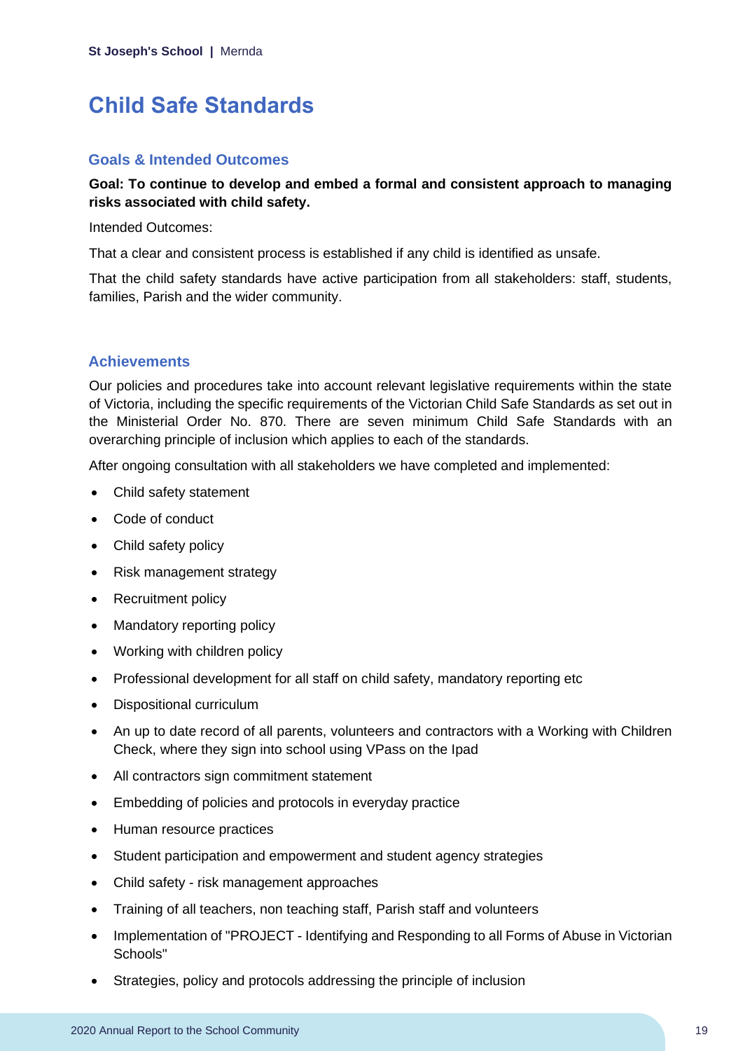# Child Safe Standards

## Goals & Intended Outcomes

**Goal: To continue to develop and embed a formal and consistent approach to managing risks associated with child safety.**

Intended Outcomes:

That a clear and consistent process is established if any child is identified as unsafe.

That the child safety standards have active participation from all stakeholders: staff, students, families, Parish and the wider community.

## Achievements

Our policies and procedures take into account relevant legislative requirements within the state of Victoria, including the specific requirements of the Victorian Child Safe Standards as set out in the Ministerial Order No. 870. There are seven minimum Child Safe Standards with an overarching principle of inclusion which applies to each of the standards.

After ongoing consultation with all stakeholders we have completed and implemented:

- Child safety statement
- Code of conduct
- Child safety policy
- Risk management strategy
- Recruitment policy
- Mandatory reporting policy
- Working with children policy
- Professional development for all staff on child safety, mandatory reporting etc
- Dispositional curriculum
- An up to date record of all parents, volunteers and contractors with a Working with Children Check, where they sign into school using VPass on the Ipad
- All contractors sign commitment statement
- Embedding of policies and protocols in everyday practice
- Human resource practices
- Student participation and empowerment and student agency strategies
- Child safety - risk management approaches
- Training of all teachers, non teaching staff, Parish staff and volunteers
- Implementation of "PROJECT - Identifying and Responding to all Forms of Abuse in Victorian Schools"
- Strategies, policy and protocols addressing the principle of inclusion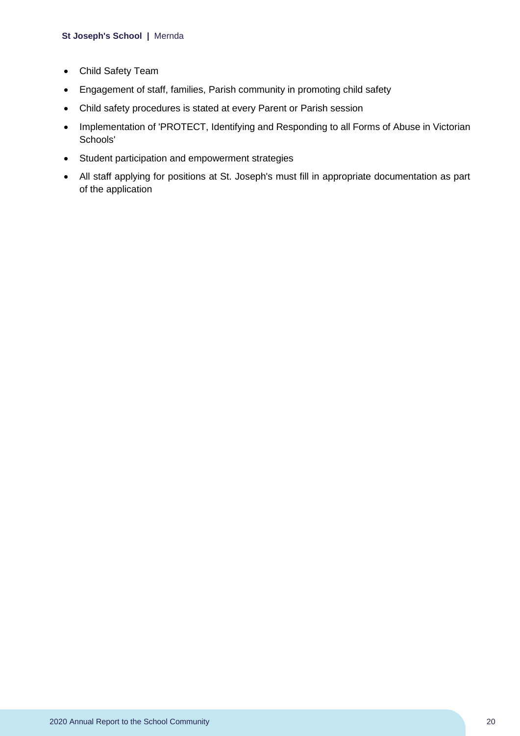- Child Safety Team
- Engagement of staff, families, Parish community in promoting child safety
- Child safety procedures is stated at every Parent or Parish session
- Implementation of 'PROTECT, Identifying and Responding to all Forms of Abuse in Victorian Schools'
- Student participation and empowerment strategies
- All staff applying for positions at St. Joseph's must fill in appropriate documentation as part of the application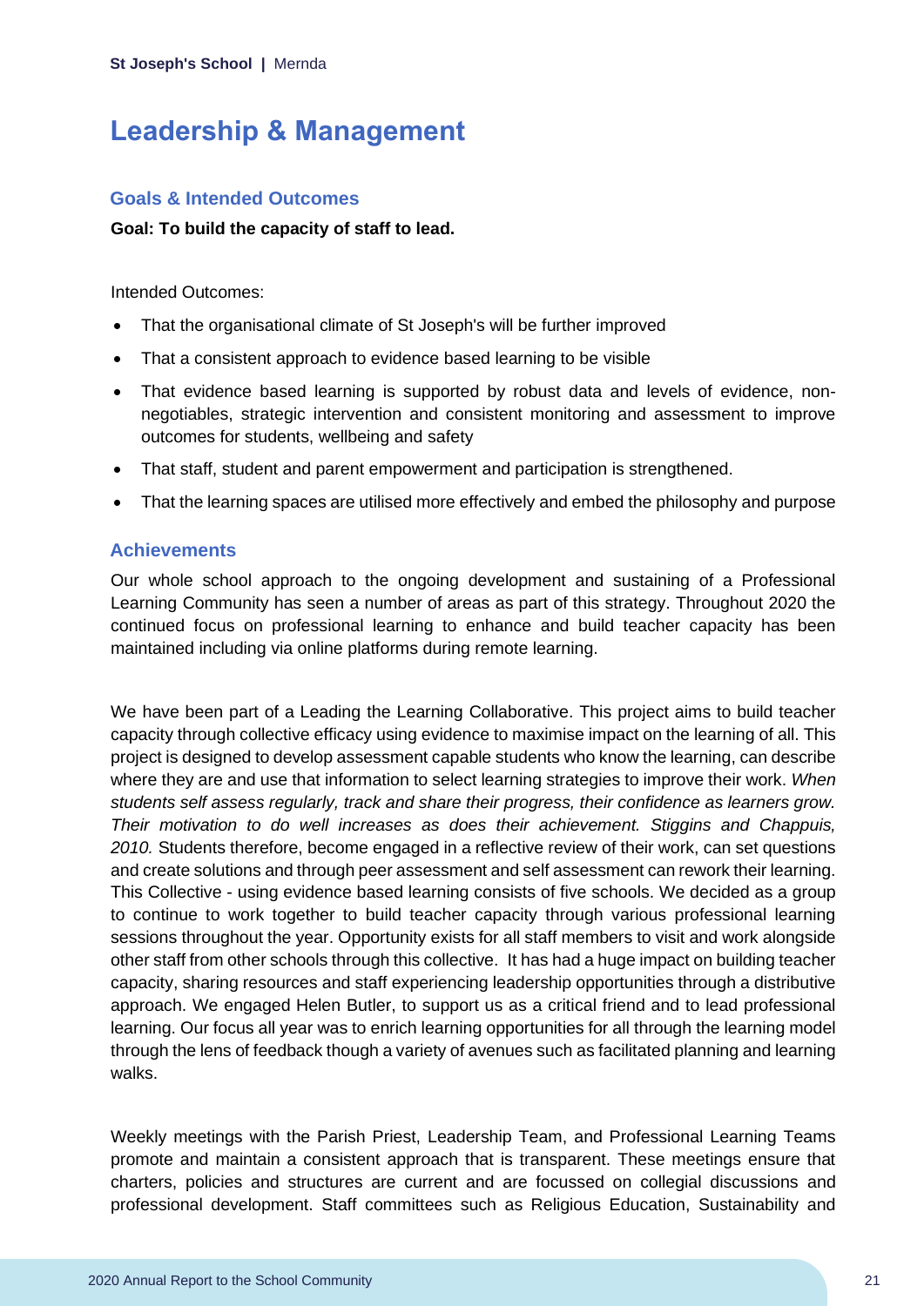# Leadership & Management

## Goals & Intended Outcomes

**Goal: To build the capacity of staff to lead.**

Intended Outcomes:

- That the organisational climate of St Joseph's will be further improved
- That a consistent approach to evidence based learning to be visible
- That evidence based learning is supported by robust data and levels of evidence, non-negotiables, strategic intervention and consistent monitoring and assessment to improve outcomes for students, wellbeing and safety
- That staff, student and parent empowerment and participation is strengthened.
- That the learning spaces are utilised more effectively and embed the philosophy and purpose

## Achievements

Our whole school approach to the ongoing development and sustaining of a Professional Learning Community has seen a number of areas as part of this strategy. Throughout 2020 the continued focus on professional learning to enhance and build teacher capacity has been maintained including via online platforms during remote learning.

We have been part of a Leading the Learning Collaborative. This project aims to build teacher capacity through collective efficacy using evidence to maximise impact on the learning of all. This project is designed to develop assessment capable students who know the learning, can describe where they are and use that information to select learning strategies to improve their work. *When students self assess regularly, track and share their progress, their confidence as learners grow. Their motivation to do well increases as does their achievement. Stiggins and Chappuis, 2010.* Students therefore, become engaged in a reflective review of their work, can set questions and create solutions and through peer assessment and self assessment can rework their learning. This Collective - using evidence based learning consists of five schools. We decided as a group to continue to work together to build teacher capacity through various professional learning sessions throughout the year. Opportunity exists for all staff members to visit and work alongside other staff from other schools through this collective. It has had a huge impact on building teacher capacity, sharing resources and staff experiencing leadership opportunities through a distributive approach. We engaged Helen Butler, to support us as a critical friend and to lead professional learning. Our focus all year was to enrich learning opportunities for all through the learning model through the lens of feedback though a variety of avenues such as facilitated planning and learning walks.

Weekly meetings with the Parish Priest, Leadership Team, and Professional Learning Teams promote and maintain a consistent approach that is transparent. These meetings ensure that charters, policies and structures are current and are focussed on collegial discussions and professional development. Staff committees such as Religious Education, Sustainability and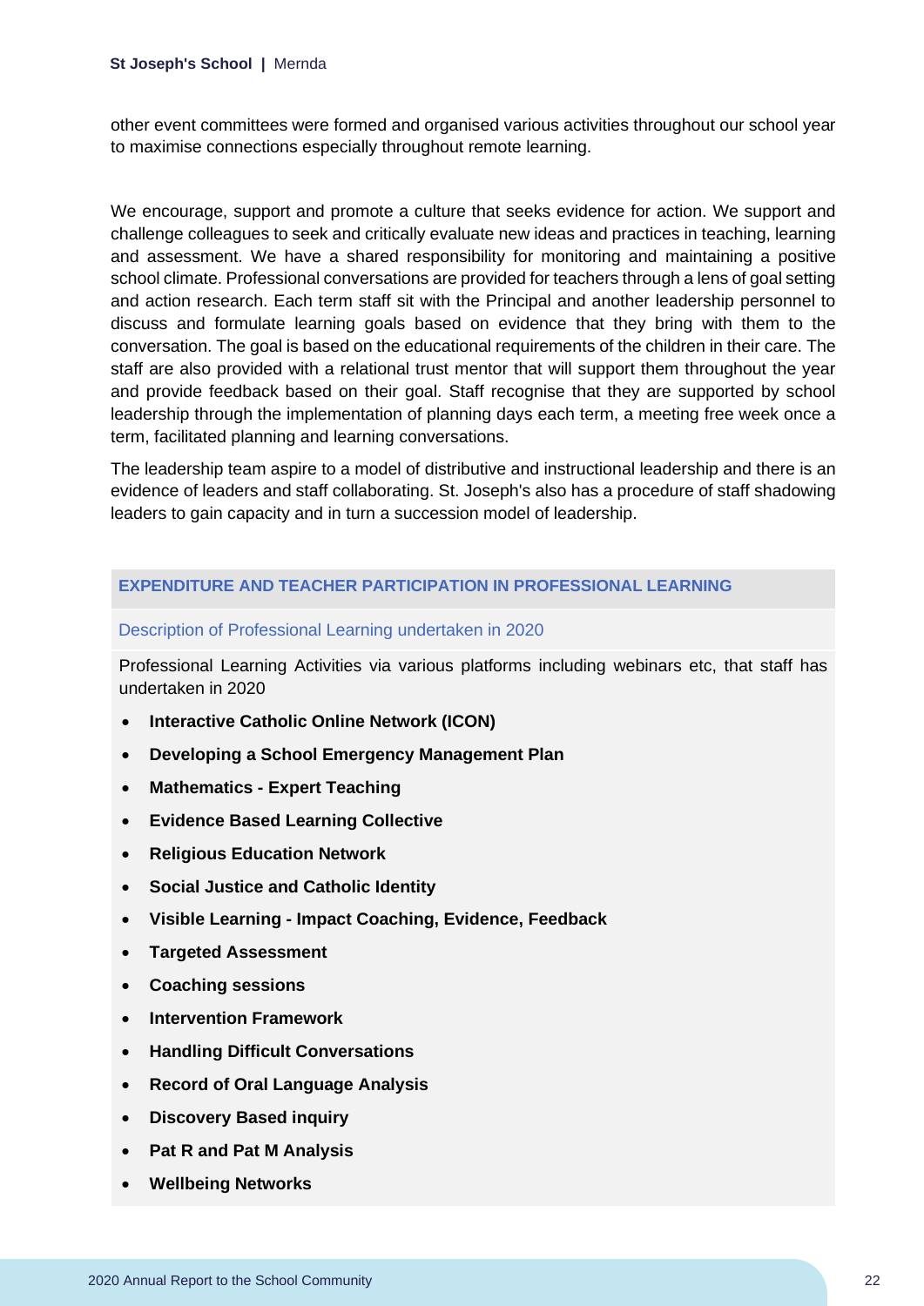other event committees were formed and organised various activities throughout our school year to maximise connections especially throughout remote learning.

We encourage, support and promote a culture that seeks evidence for action. We support and challenge colleagues to seek and critically evaluate new ideas and practices in teaching, learning and assessment. We have a shared responsibility for monitoring and maintaining a positive school climate. Professional conversations are provided for teachers through a lens of goal setting and action research. Each term staff sit with the Principal and another leadership personnel to discuss and formulate learning goals based on evidence that they bring with them to the conversation. The goal is based on the educational requirements of the children in their care. The staff are also provided with a relational trust mentor that will support them throughout the year and provide feedback based on their goal. Staff recognise that they are supported by school leadership through the implementation of planning days each term, a meeting free week once a term, facilitated planning and learning conversations.

The leadership team aspire to a model of distributive and instructional leadership and there is an evidence of leaders and staff collaborating. St. Joseph's also has a procedure of staff shadowing leaders to gain capacity and in turn a succession model of leadership.

## EXPENDITURE AND TEACHER PARTICIPATION IN PROFESSIONAL LEARNING

### Description of Professional Learning undertaken in 2020

Professional Learning Activities via various platforms including webinars etc, that staff has undertaken in 2020

- **Interactive Catholic Online Network (ICON)**
- **Developing a School Emergency Management Plan**
- **Mathematics - Expert Teaching**
- **Evidence Based Learning Collective**
- **Religious Education Network**
- **Social Justice and Catholic Identity**
- **Visible Learning - Impact Coaching, Evidence, Feedback**
- **Targeted Assessment**
- **Coaching sessions**
- **Intervention Framework**
- **Handling Difficult Conversations**
- **Record of Oral Language Analysis**
- **Discovery Based inquiry**
- **Pat R and Pat M Analysis**
- **Wellbeing Networks**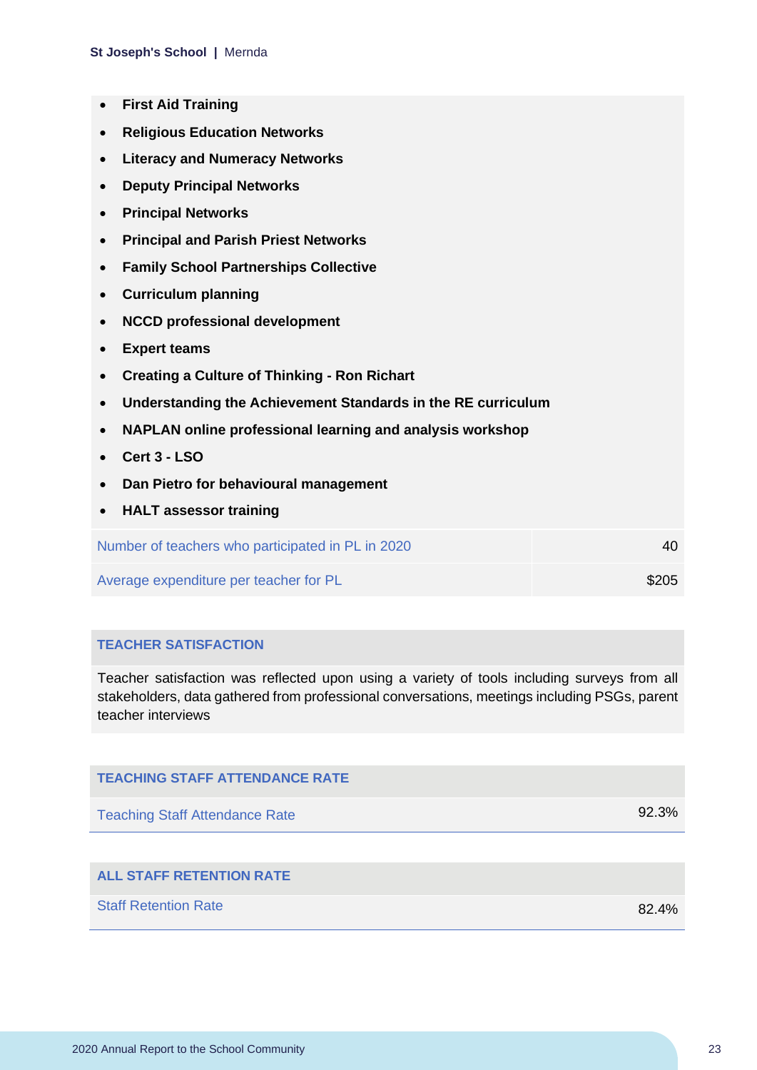- **First Aid Training**
- **Religious Education Networks**
- **Literacy and Numeracy Networks**
- **Deputy Principal Networks**
- **Principal Networks**
- **Principal and Parish Priest Networks**
- **Family School Partnerships Collective**
- **Curriculum planning**
- **NCCD professional development**
- **Expert teams**
- **Creating a Culture of Thinking - Ron Richart**
- **Understanding the Achievement Standards in the RE curriculum**
- **NAPLAN online professional learning and analysis workshop**
- **Cert 3 - LSO**
- **Dan Pietro for behavioural management**
- **HALT assessor training**

| | |
|---|---|
| Number of teachers who participated in PL in 2020 | 40 |
| Average expenditure per teacher for PL | $205 |

## TEACHER SATISFACTION

Teacher satisfaction was reflected upon using a variety of tools including surveys from all stakeholders, data gathered from professional conversations, meetings including PSGs, parent teacher interviews

## TEACHING STAFF ATTENDANCE RATE

| | |
|---|---|
| Teaching Staff Attendance Rate | 92.3% |

## ALL STAFF RETENTION RATE

| | |
|---|---|
| Staff Retention Rate | 82.4% |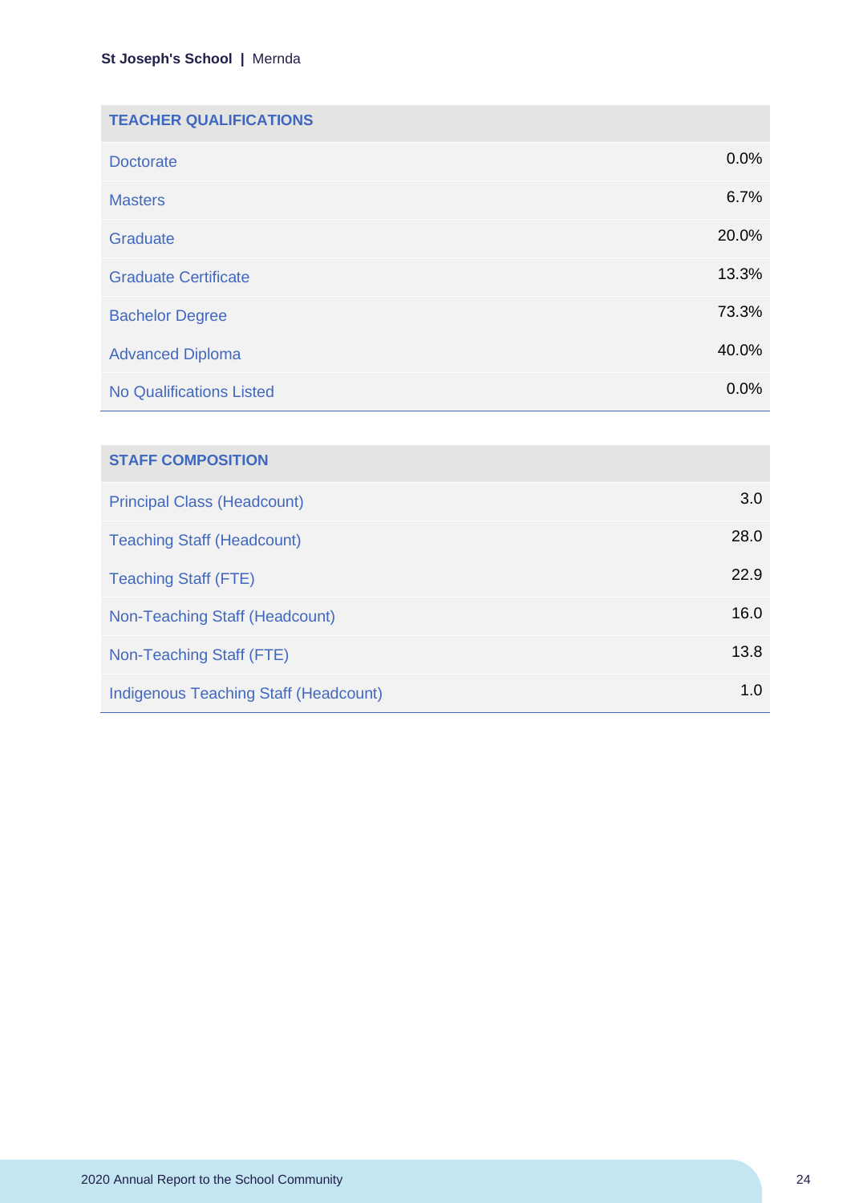| TEACHER QUALIFICATIONS | |
|---|---|
| Doctorate | 0.0% |
| Masters | 6.7% |
| Graduate | 20.0% |
| Graduate Certificate | 13.3% |
| Bachelor Degree | 73.3% |
| Advanced Diploma | 40.0% |
| No Qualifications Listed | 0.0% |

| STAFF COMPOSITION | |
|---|---|
| Principal Class (Headcount) | 3.0 |
| Teaching Staff (Headcount) | 28.0 |
| Teaching Staff (FTE) | 22.9 |
| Non-Teaching Staff (Headcount) | 16.0 |
| Non-Teaching Staff (FTE) | 13.8 |
| Indigenous Teaching Staff (Headcount) | 1.0 |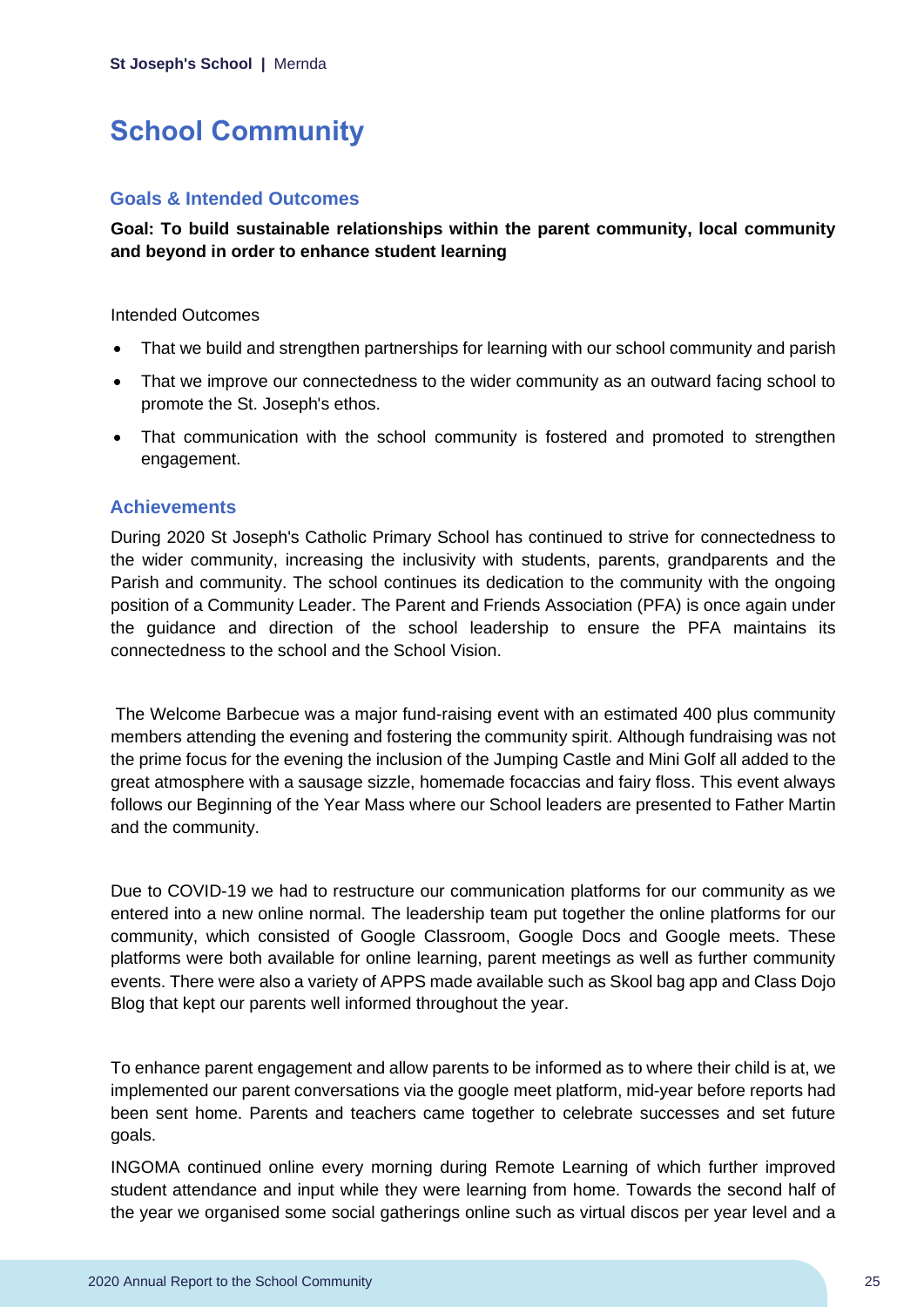# School Community

## Goals & Intended Outcomes

**Goal: To build sustainable relationships within the parent community, local community and beyond in order to enhance student learning**

Intended Outcomes

- That we build and strengthen partnerships for learning with our school community and parish
- That we improve our connectedness to the wider community as an outward facing school to promote the St. Joseph's ethos.
- That communication with the school community is fostered and promoted to strengthen engagement.

## Achievements

During 2020 St Joseph's Catholic Primary School has continued to strive for connectedness to the wider community, increasing the inclusivity with students, parents, grandparents and the Parish and community. The school continues its dedication to the community with the ongoing position of a Community Leader. The Parent and Friends Association (PFA) is once again under the guidance and direction of the school leadership to ensure the PFA maintains its connectedness to the school and the School Vision.

The Welcome Barbecue was a major fund-raising event with an estimated 400 plus community members attending the evening and fostering the community spirit. Although fundraising was not the prime focus for the evening the inclusion of the Jumping Castle and Mini Golf all added to the great atmosphere with a sausage sizzle, homemade focaccias and fairy floss. This event always follows our Beginning of the Year Mass where our School leaders are presented to Father Martin and the community.

Due to COVID-19 we had to restructure our communication platforms for our community as we entered into a new online normal. The leadership team put together the online platforms for our community, which consisted of Google Classroom, Google Docs and Google meets. These platforms were both available for online learning, parent meetings as well as further community events. There were also a variety of APPS made available such as Skool bag app and Class Dojo Blog that kept our parents well informed throughout the year.

To enhance parent engagement and allow parents to be informed as to where their child is at, we implemented our parent conversations via the google meet platform, mid-year before reports had been sent home. Parents and teachers came together to celebrate successes and set future goals.

INGOMA continued online every morning during Remote Learning of which further improved student attendance and input while they were learning from home. Towards the second half of the year we organised some social gatherings online such as virtual discos per year level and a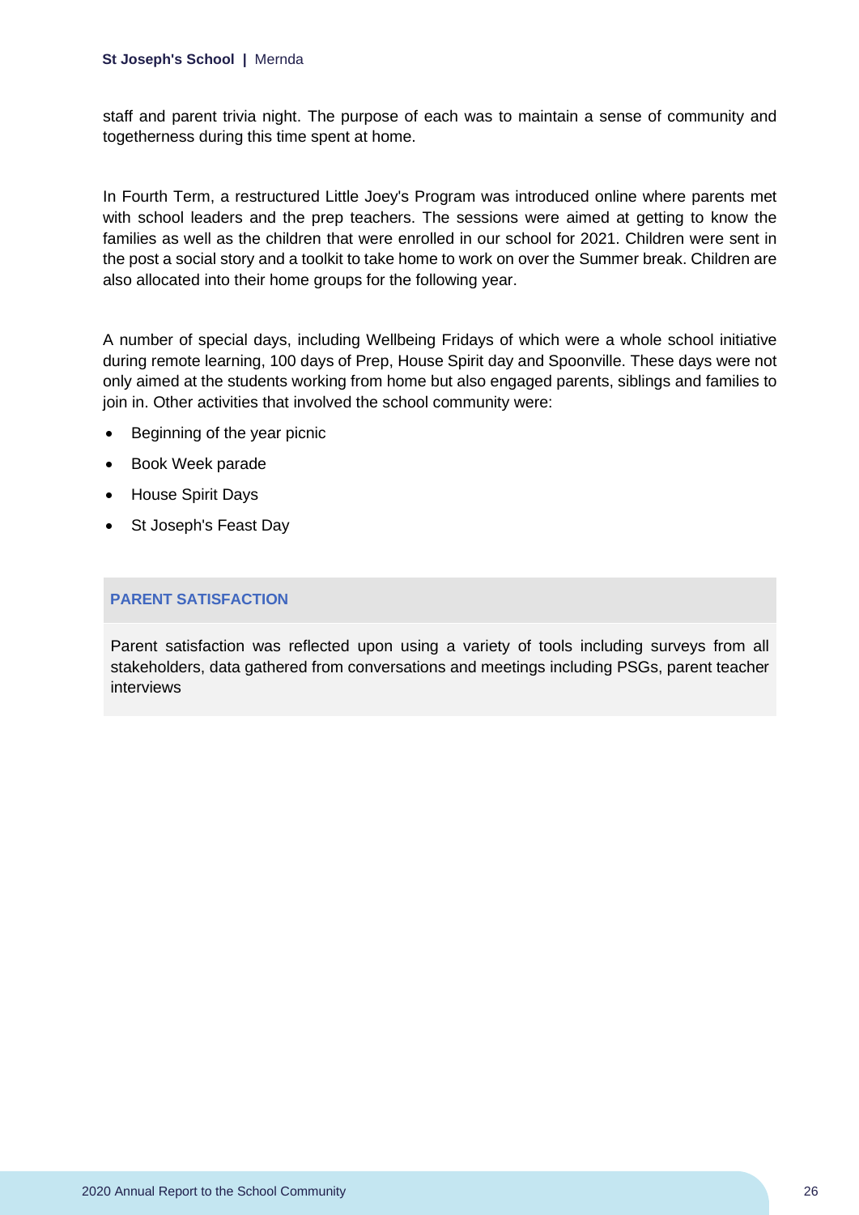staff and parent trivia night. The purpose of each was to maintain a sense of community and togetherness during this time spent at home.

In Fourth Term, a restructured Little Joey's Program was introduced online where parents met with school leaders and the prep teachers. The sessions were aimed at getting to know the families as well as the children that were enrolled in our school for 2021. Children were sent in the post a social story and a toolkit to take home to work on over the Summer break. Children are also allocated into their home groups for the following year.

A number of special days, including Wellbeing Fridays of which were a whole school initiative during remote learning, 100 days of Prep, House Spirit day and Spoonville. These days were not only aimed at the students working from home but also engaged parents, siblings and families to join in. Other activities that involved the school community were:

- Beginning of the year picnic
- Book Week parade
- House Spirit Days
- St Joseph's Feast Day

## PARENT SATISFACTION

Parent satisfaction was reflected upon using a variety of tools including surveys from all stakeholders, data gathered from conversations and meetings including PSGs, parent teacher interviews